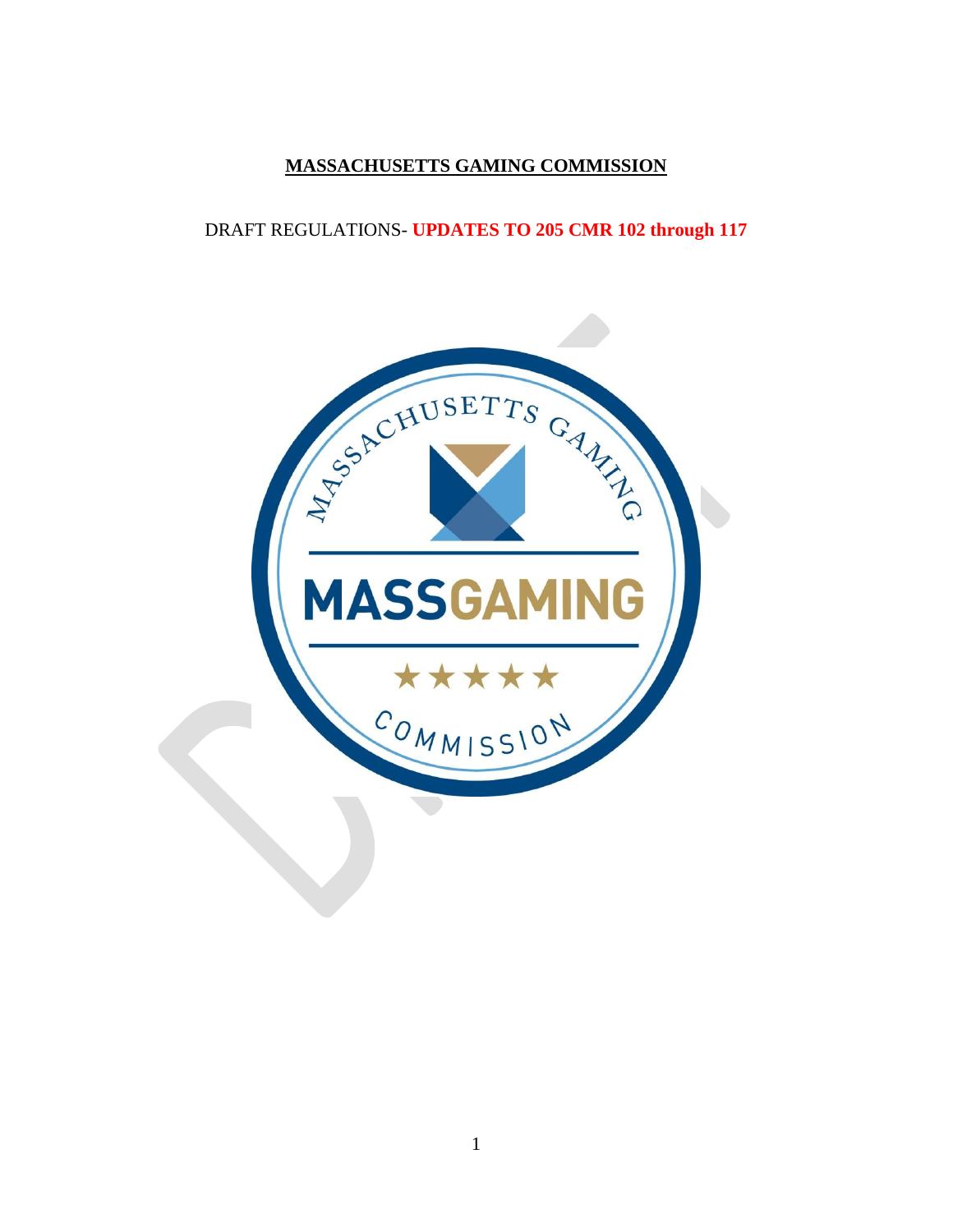**MASSACHUSETTS GAMING COMMISSION**

DRAFT REGULATIONS- **UPDATES TO 205 CMR 102 through 117**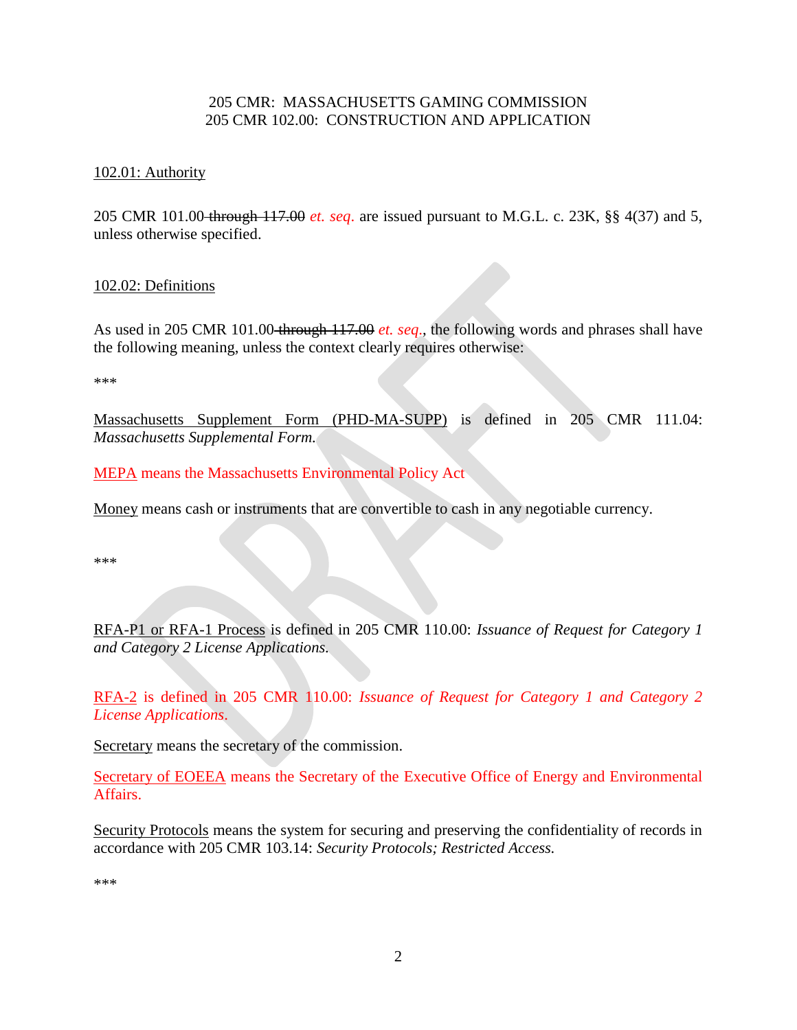205 CMR: MASSACHUSETTS GAMING COMMISSION
205 CMR 102.00: CONSTRUCTION AND APPLICATION

102.01: Authority

205 CMR 101.00 ~~through 117.00~~ *et. seq*. are issued pursuant to M.G.L. c. 23K, §§ 4(37) and 5, unless otherwise specified.

102.02: Definitions

As used in 205 CMR 101.00 ~~through 117.00~~ *et. seq*., the following words and phrases shall have the following meaning, unless the context clearly requires otherwise:

\*\*\*

Massachusetts Supplement Form (PHD-MA-SUPP) is defined in 205 CMR 111.04: *Massachusetts Supplemental Form.*

MEPA means the Massachusetts Environmental Policy Act

Money means cash or instruments that are convertible to cash in any negotiable currency.

\*\*\*

RFA-P1 or RFA-1 Process is defined in 205 CMR 110.00: *Issuance of Request for Category 1 and Category 2 License Applications.*

RFA-2 is defined in 205 CMR 110.00: *Issuance of Request for Category 1 and Category 2 License Applications.*

Secretary means the secretary of the commission.

Secretary of EOEEA means the Secretary of the Executive Office of Energy and Environmental Affairs.

Security Protocols means the system for securing and preserving the confidentiality of records in accordance with 205 CMR 103.14: *Security Protocols; Restricted Access.*

\*\*\*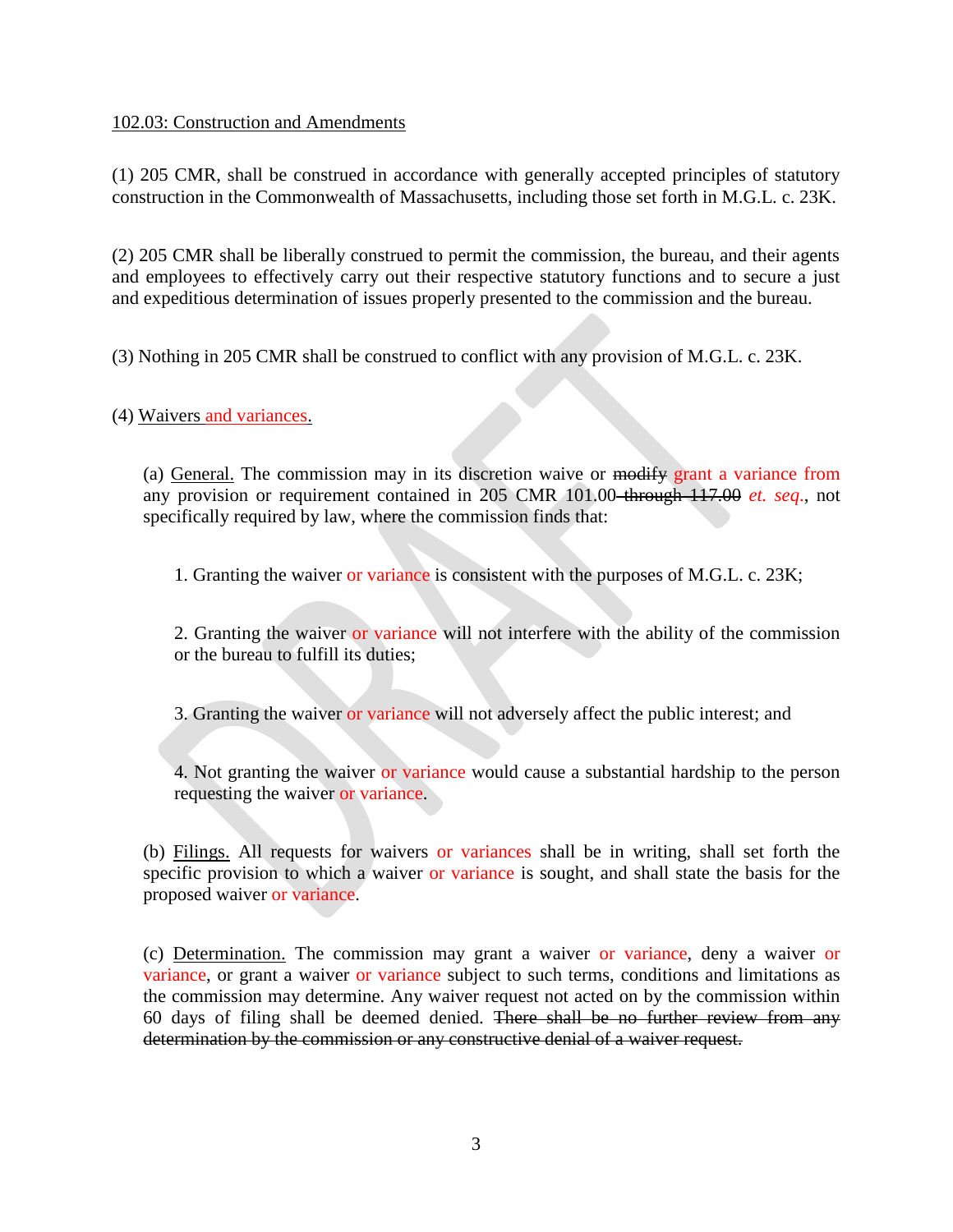102.03: Construction and Amendments

(1) 205 CMR, shall be construed in accordance with generally accepted principles of statutory construction in the Commonwealth of Massachusetts, including those set forth in M.G.L. c. 23K.

(2) 205 CMR shall be liberally construed to permit the commission, the bureau, and their agents and employees to effectively carry out their respective statutory functions and to secure a just and expeditious determination of issues properly presented to the commission and the bureau.

(3) Nothing in 205 CMR shall be construed to conflict with any provision of M.G.L. c. 23K.

(4) Waivers and variances.

(a) General. The commission may in its discretion waive or ~~modify~~ grant a variance from any provision or requirement contained in 205 CMR 101.00 ~~through 117.00~~ *et. seq.*, not specifically required by law, where the commission finds that:

1. Granting the waiver or variance is consistent with the purposes of M.G.L. c. 23K;

2. Granting the waiver or variance will not interfere with the ability of the commission or the bureau to fulfill its duties;

3. Granting the waiver or variance will not adversely affect the public interest; and

4. Not granting the waiver or variance would cause a substantial hardship to the person requesting the waiver or variance.

(b) Filings. All requests for waivers or variances shall be in writing, shall set forth the specific provision to which a waiver or variance is sought, and shall state the basis for the proposed waiver or variance.

(c) Determination. The commission may grant a waiver or variance, deny a waiver or variance, or grant a waiver or variance subject to such terms, conditions and limitations as the commission may determine. Any waiver request not acted on by the commission within 60 days of filing shall be deemed denied. ~~There shall be no further review from any determination by the commission or any constructive denial of a waiver request.~~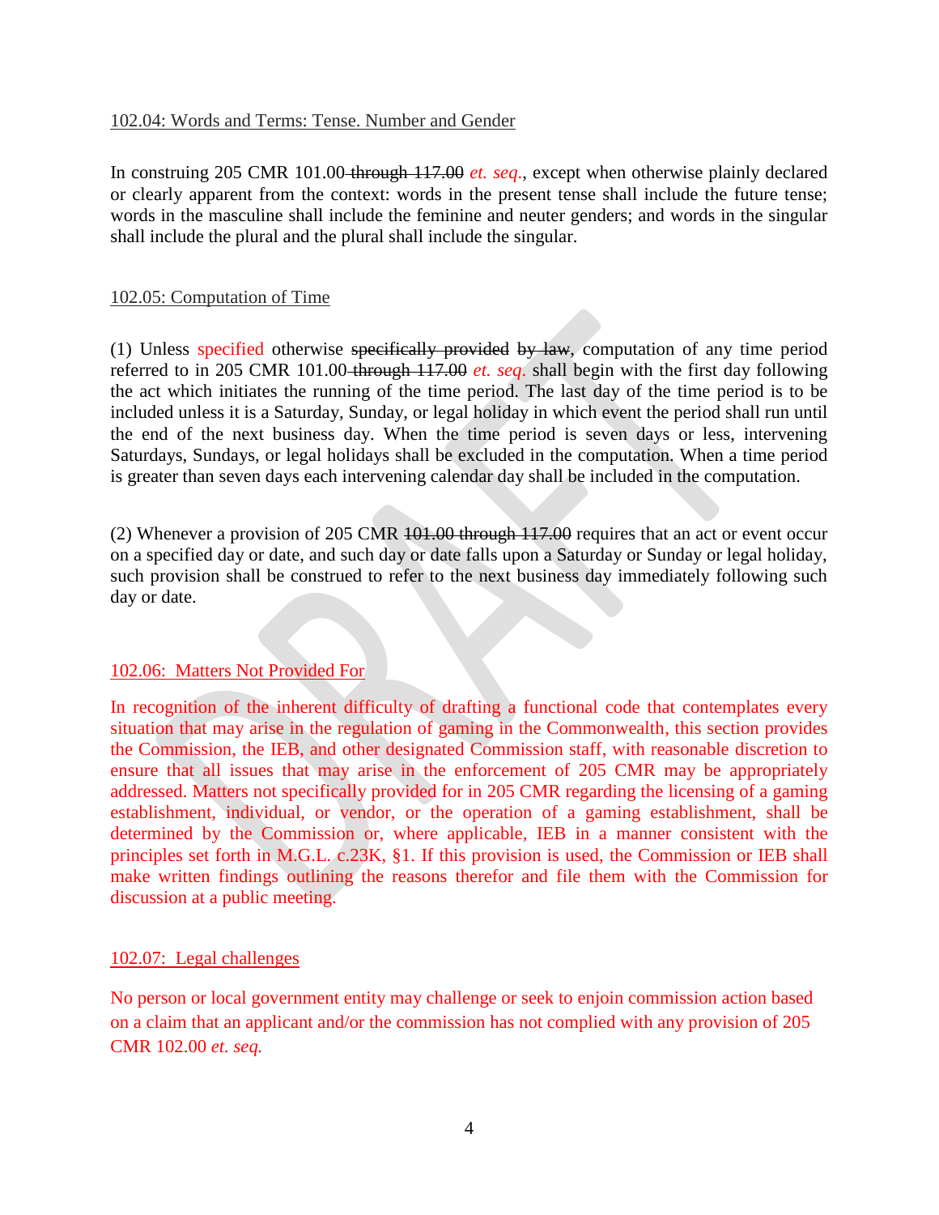102.04: Words and Terms: Tense. Number and Gender

In construing 205 CMR 101.00 ~~through 117.00~~ *et. seq.*, except when otherwise plainly declared or clearly apparent from the context: words in the present tense shall include the future tense; words in the masculine shall include the feminine and neuter genders; and words in the singular shall include the plural and the plural shall include the singular.

102.05: Computation of Time

(1) Unless specified otherwise ~~specifically provided~~ ~~by law~~, computation of any time period referred to in 205 CMR 101.00 ~~through 117.00~~ *et. seq.* shall begin with the first day following the act which initiates the running of the time period. The last day of the time period is to be included unless it is a Saturday, Sunday, or legal holiday in which event the period shall run until the end of the next business day. When the time period is seven days or less, intervening Saturdays, Sundays, or legal holidays shall be excluded in the computation. When a time period is greater than seven days each intervening calendar day shall be included in the computation.

(2) Whenever a provision of 205 CMR ~~101.00 through 117.00~~ requires that an act or event occur on a specified day or date, and such day or date falls upon a Saturday or Sunday or legal holiday, such provision shall be construed to refer to the next business day immediately following such day or date.

102.06: Matters Not Provided For

In recognition of the inherent difficulty of drafting a functional code that contemplates every situation that may arise in the regulation of gaming in the Commonwealth, this section provides the Commission, the IEB, and other designated Commission staff, with reasonable discretion to ensure that all issues that may arise in the enforcement of 205 CMR may be appropriately addressed. Matters not specifically provided for in 205 CMR regarding the licensing of a gaming establishment, individual, or vendor, or the operation of a gaming establishment, shall be determined by the Commission or, where applicable, IEB in a manner consistent with the principles set forth in M.G.L. c.23K, §1. If this provision is used, the Commission or IEB shall make written findings outlining the reasons therefor and file them with the Commission for discussion at a public meeting.

102.07: Legal challenges

No person or local government entity may challenge or seek to enjoin commission action based on a claim that an applicant and/or the commission has not complied with any provision of 205 CMR 102.00 *et. seq.*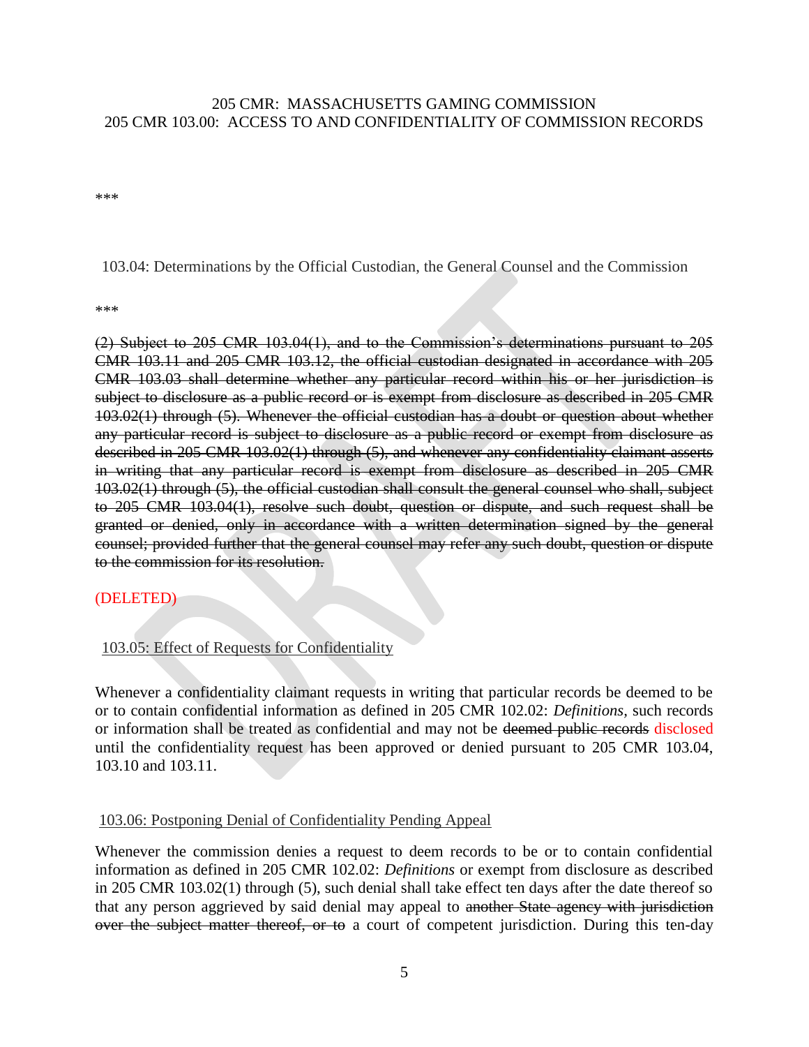205 CMR: MASSACHUSETTS GAMING COMMISSION
205 CMR 103.00: ACCESS TO AND CONFIDENTIALITY OF COMMISSION RECORDS

\*\*\*

103.04: Determinations by the Official Custodian, the General Counsel and the Commission

\*\*\*

~~(2) Subject to 205 CMR 103.04(1), and to the Commission's determinations pursuant to 205 CMR 103.11 and 205 CMR 103.12, the official custodian designated in accordance with 205 CMR 103.03 shall determine whether any particular record within his or her jurisdiction is subject to disclosure as a public record or is exempt from disclosure as described in 205 CMR 103.02(1) through (5). Whenever the official custodian has a doubt or question about whether any particular record is subject to disclosure as a public record or exempt from disclosure as described in 205 CMR 103.02(1) through (5), and whenever any confidentiality claimant asserts in writing that any particular record is exempt from disclosure as described in 205 CMR 103.02(1) through (5), the official custodian shall consult the general counsel who shall, subject to 205 CMR 103.04(1), resolve such doubt, question or dispute, and such request shall be granted or denied, only in accordance with a written determination signed by the general counsel; provided further that the general counsel may refer any such doubt, question or dispute to the commission for its resolution.~~

(DELETED)

103.05: Effect of Requests for Confidentiality

Whenever a confidentiality claimant requests in writing that particular records be deemed to be or to contain confidential information as defined in 205 CMR 102.02: *Definitions*, such records or information shall be treated as confidential and may not be ~~deemed public records~~ disclosed until the confidentiality request has been approved or denied pursuant to 205 CMR 103.04, 103.10 and 103.11.

103.06: Postponing Denial of Confidentiality Pending Appeal

Whenever the commission denies a request to deem records to be or to contain confidential information as defined in 205 CMR 102.02: *Definitions* or exempt from disclosure as described in 205 CMR 103.02(1) through (5), such denial shall take effect ten days after the date thereof so that any person aggrieved by said denial may appeal to ~~another State agency with jurisdiction over the subject matter thereof, or to~~ a court of competent jurisdiction. During this ten-day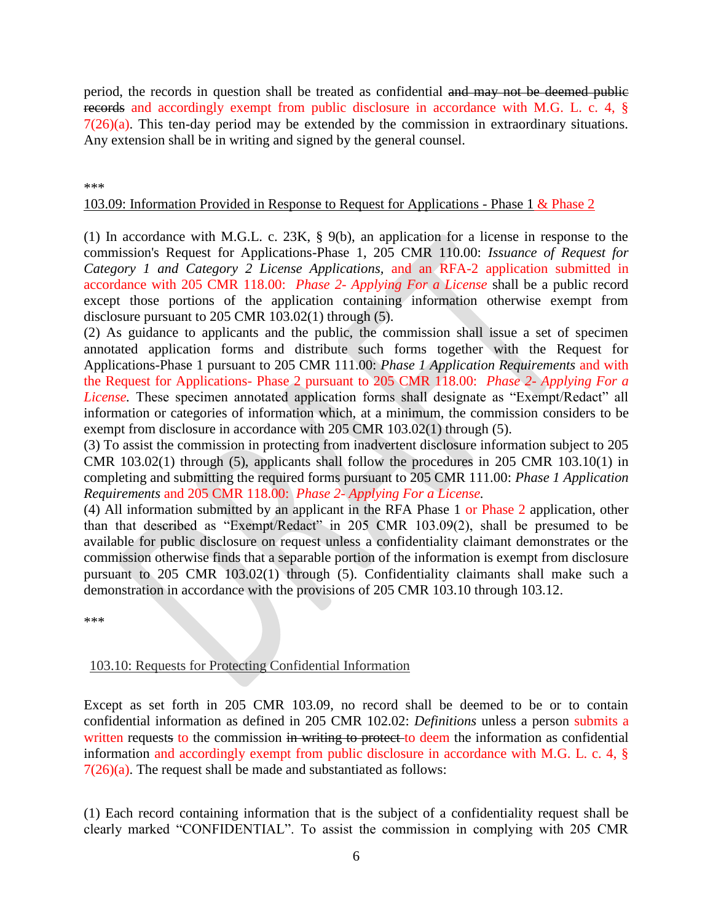period, the records in question shall be treated as confidential ~~and may not be deemed public records~~ and accordingly exempt from public disclosure in accordance with M.G. L. c. 4, § 7(26)(a). This ten-day period may be extended by the commission in extraordinary situations. Any extension shall be in writing and signed by the general counsel.

***

103.09: Information Provided in Response to Request for Applications - Phase 1 & Phase 2

(1) In accordance with M.G.L. c. 23K, § 9(b), an application for a license in response to the commission's Request for Applications-Phase 1, 205 CMR 110.00: *Issuance of Request for Category 1 and Category 2 License Applications*, and an RFA-2 application submitted in accordance with 205 CMR 118.00: *Phase 2- Applying For a License* shall be a public record except those portions of the application containing information otherwise exempt from disclosure pursuant to 205 CMR 103.02(1) through (5).

(2) As guidance to applicants and the public, the commission shall issue a set of specimen annotated application forms and distribute such forms together with the Request for Applications-Phase 1 pursuant to 205 CMR 111.00: *Phase 1 Application Requirements* and with the Request for Applications- Phase 2 pursuant to 205 CMR 118.00: *Phase 2- Applying For a License.* These specimen annotated application forms shall designate as "Exempt/Redact" all information or categories of information which, at a minimum, the commission considers to be exempt from disclosure in accordance with 205 CMR 103.02(1) through (5).

(3) To assist the commission in protecting from inadvertent disclosure information subject to 205 CMR 103.02(1) through (5), applicants shall follow the procedures in 205 CMR 103.10(1) in completing and submitting the required forms pursuant to 205 CMR 111.00: *Phase 1 Application Requirements* and 205 CMR 118.00: *Phase 2- Applying For a License.*

(4) All information submitted by an applicant in the RFA Phase 1 or Phase 2 application, other than that described as "Exempt/Redact" in 205 CMR 103.09(2), shall be presumed to be available for public disclosure on request unless a confidentiality claimant demonstrates or the commission otherwise finds that a separable portion of the information is exempt from disclosure pursuant to 205 CMR 103.02(1) through (5). Confidentiality claimants shall make such a demonstration in accordance with the provisions of 205 CMR 103.10 through 103.12.

***

103.10: Requests for Protecting Confidential Information

Except as set forth in 205 CMR 103.09, no record shall be deemed to be or to contain confidential information as defined in 205 CMR 102.02: *Definitions* unless a person submits a written request~~s~~ to the commission ~~in writing to protect~~ to deem the information as confidential information and accordingly exempt from public disclosure in accordance with M.G. L. c. 4, § 7(26)(a). The request shall be made and substantiated as follows:

(1) Each record containing information that is the subject of a confidentiality request shall be clearly marked "CONFIDENTIAL". To assist the commission in complying with 205 CMR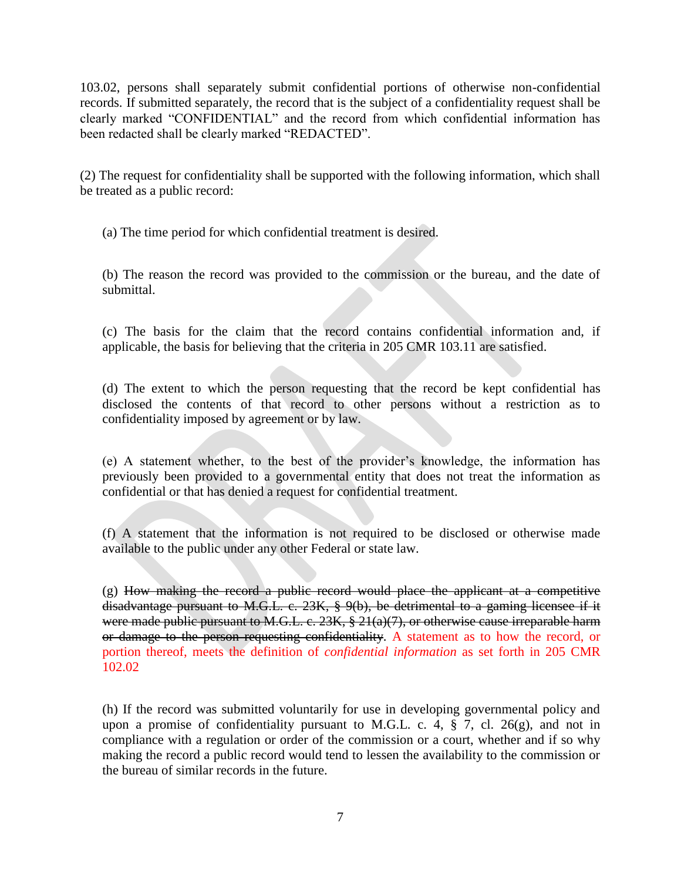103.02, persons shall separately submit confidential portions of otherwise non-confidential records. If submitted separately, the record that is the subject of a confidentiality request shall be clearly marked "CONFIDENTIAL" and the record from which confidential information has been redacted shall be clearly marked "REDACTED".

(2) The request for confidentiality shall be supported with the following information, which shall be treated as a public record:

(a) The time period for which confidential treatment is desired.

(b) The reason the record was provided to the commission or the bureau, and the date of submittal.

(c) The basis for the claim that the record contains confidential information and, if applicable, the basis for believing that the criteria in 205 CMR 103.11 are satisfied.

(d) The extent to which the person requesting that the record be kept confidential has disclosed the contents of that record to other persons without a restriction as to confidentiality imposed by agreement or by law.

(e) A statement whether, to the best of the provider's knowledge, the information has previously been provided to a governmental entity that does not treat the information as confidential or that has denied a request for confidential treatment.

(f) A statement that the information is not required to be disclosed or otherwise made available to the public under any other Federal or state law.

(g) ~~How making the record a public record would place the applicant at a competitive disadvantage pursuant to M.G.L. c. 23K, § 9(b), be detrimental to a gaming licensee if it were made public pursuant to M.G.L. c. 23K, § 21(a)(7), or otherwise cause irreparable harm or damage to the person requesting confidentiality~~. A statement as to how the record, or portion thereof, meets the definition of *confidential information* as set forth in 205 CMR 102.02

(h) If the record was submitted voluntarily for use in developing governmental policy and upon a promise of confidentiality pursuant to M.G.L. c. 4, § 7, cl. 26(g), and not in compliance with a regulation or order of the commission or a court, whether and if so why making the record a public record would tend to lessen the availability to the commission or the bureau of similar records in the future.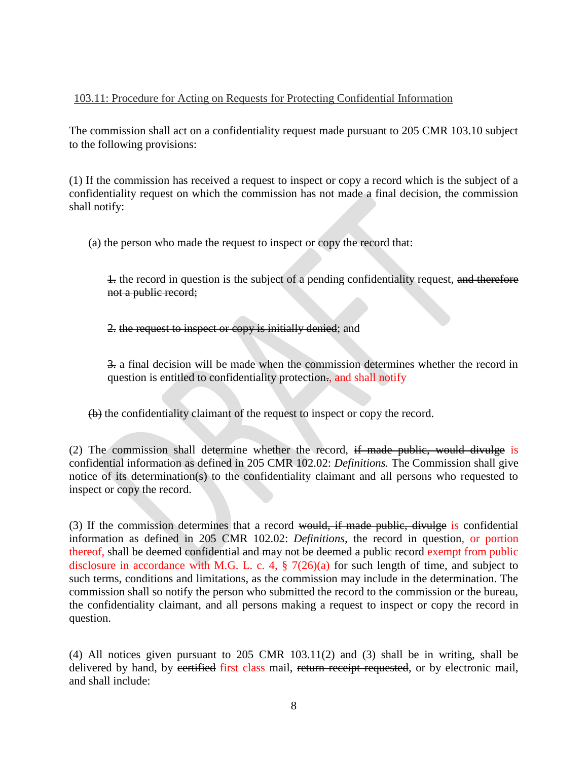103.11: Procedure for Acting on Requests for Protecting Confidential Information

The commission shall act on a confidentiality request made pursuant to 205 CMR 103.10 subject to the following provisions:

(1) If the commission has received a request to inspect or copy a record which is the subject of a confidentiality request on which the commission has not made a final decision, the commission shall notify:

(a) the person who made the request to inspect or copy the record that~~:~~

~~1.~~ the record in question is the subject of a pending confidentiality request, ~~and therefore not a public record;~~

~~2. the request to inspect or copy is initially denied~~; and

~~3.~~ a final decision will be made when the commission determines whether the record in question is entitled to confidentiality protection~~.~~, and shall notify

~~(b)~~ the confidentiality claimant of the request to inspect or copy the record.

(2) The commission shall determine whether the record, ~~if made public, would divulge~~ is confidential information as defined in 205 CMR 102.02: *Definitions.* The Commission shall give notice of its determination(s) to the confidentiality claimant and all persons who requested to inspect or copy the record.

(3) If the commission determines that a record ~~would, if made public, divulge~~ is confidential information as defined in 205 CMR 102.02: *Definitions*, the record in question, or portion thereof, shall be ~~deemed confidential and may not be deemed a public record~~ exempt from public disclosure in accordance with M.G. L. c. 4, § 7(26)(a) for such length of time, and subject to such terms, conditions and limitations, as the commission may include in the determination. The commission shall so notify the person who submitted the record to the commission or the bureau, the confidentiality claimant, and all persons making a request to inspect or copy the record in question.

(4) All notices given pursuant to 205 CMR 103.11(2) and (3) shall be in writing, shall be delivered by hand, by ~~certified~~ first class mail, ~~return receipt requested~~, or by electronic mail, and shall include: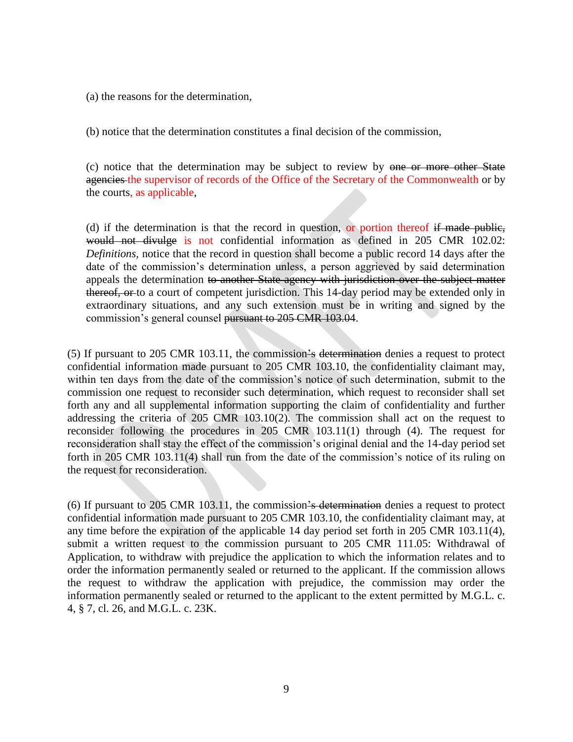(a) the reasons for the determination,

(b) notice that the determination constitutes a final decision of the commission,

(c) notice that the determination may be subject to review by ~~one or more other State agencies~~ the supervisor of records of the Office of the Secretary of the Commonwealth or by the courts, as applicable,

(d) if the determination is that the record in question, or portion thereof ~~if made public, would not divulge~~ is not confidential information as defined in 205 CMR 102.02: *Definitions*, notice that the record in question shall become a public record 14 days after the date of the commission's determination unless, a person aggrieved by said determination appeals the determination ~~to another State agency with jurisdiction over the subject matter thereof, or~~ to a court of competent jurisdiction. This 14-day period may be extended only in extraordinary situations, and any such extension must be in writing and signed by the commission's general counsel ~~pursuant to 205 CMR 103.04~~.

(5) If pursuant to 205 CMR 103.11, the commission~~'s determination~~ denies a request to protect confidential information made pursuant to 205 CMR 103.10, the confidentiality claimant may, within ten days from the date of the commission's notice of such determination, submit to the commission one request to reconsider such determination, which request to reconsider shall set forth any and all supplemental information supporting the claim of confidentiality and further addressing the criteria of 205 CMR 103.10(2). The commission shall act on the request to reconsider following the procedures in 205 CMR 103.11(1) through (4). The request for reconsideration shall stay the effect of the commission's original denial and the 14-day period set forth in 205 CMR 103.11(4) shall run from the date of the commission's notice of its ruling on the request for reconsideration.

(6) If pursuant to 205 CMR 103.11, the commission~~'s determination~~ denies a request to protect confidential information made pursuant to 205 CMR 103.10, the confidentiality claimant may, at any time before the expiration of the applicable 14 day period set forth in 205 CMR 103.11(4), submit a written request to the commission pursuant to 205 CMR 111.05: Withdrawal of Application, to withdraw with prejudice the application to which the information relates and to order the information permanently sealed or returned to the applicant. If the commission allows the request to withdraw the application with prejudice, the commission may order the information permanently sealed or returned to the applicant to the extent permitted by M.G.L. c. 4, § 7, cl. 26, and M.G.L. c. 23K.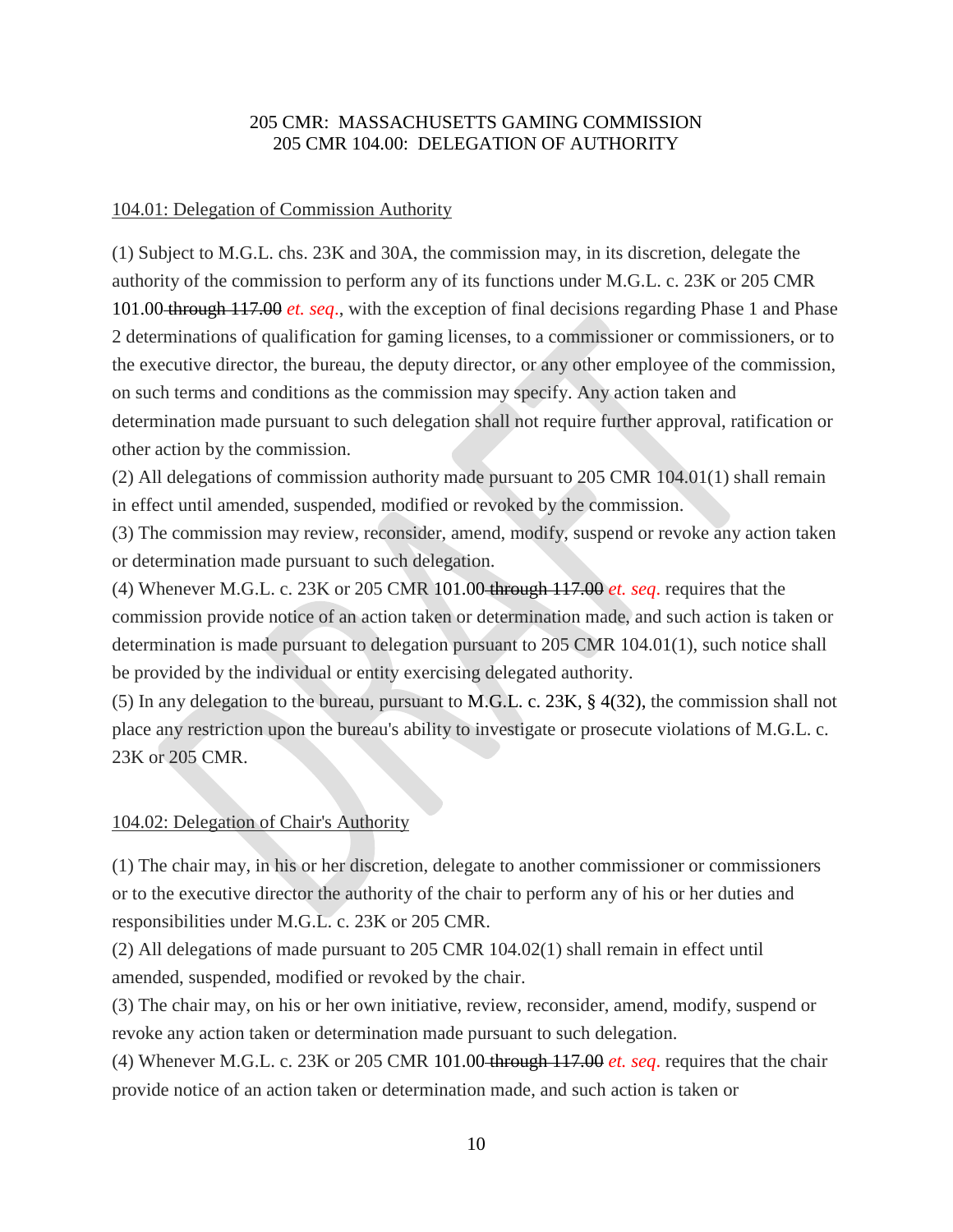205 CMR: MASSACHUSETTS GAMING COMMISSION
205 CMR 104.00: DELEGATION OF AUTHORITY

104.01: Delegation of Commission Authority

(1) Subject to M.G.L. chs. 23K and 30A, the commission may, in its discretion, delegate the authority of the commission to perform any of its functions under M.G.L. c. 23K or 205 CMR 101.00 ~~through 117.00~~ *et. seq.*, with the exception of final decisions regarding Phase 1 and Phase 2 determinations of qualification for gaming licenses, to a commissioner or commissioners, or to the executive director, the bureau, the deputy director, or any other employee of the commission, on such terms and conditions as the commission may specify. Any action taken and determination made pursuant to such delegation shall not require further approval, ratification or other action by the commission.

(2) All delegations of commission authority made pursuant to 205 CMR 104.01(1) shall remain in effect until amended, suspended, modified or revoked by the commission.

(3) The commission may review, reconsider, amend, modify, suspend or revoke any action taken or determination made pursuant to such delegation.

(4) Whenever M.G.L. c. 23K or 205 CMR 101.00 ~~through 117.00~~ *et. seq.* requires that the commission provide notice of an action taken or determination made, and such action is taken or determination is made pursuant to delegation pursuant to 205 CMR 104.01(1), such notice shall be provided by the individual or entity exercising delegated authority.

(5) In any delegation to the bureau, pursuant to M.G.L. c. 23K, § 4(32), the commission shall not place any restriction upon the bureau's ability to investigate or prosecute violations of M.G.L. c. 23K or 205 CMR.

104.02: Delegation of Chair's Authority

(1) The chair may, in his or her discretion, delegate to another commissioner or commissioners or to the executive director the authority of the chair to perform any of his or her duties and responsibilities under M.G.L. c. 23K or 205 CMR.

(2) All delegations of made pursuant to 205 CMR 104.02(1) shall remain in effect until amended, suspended, modified or revoked by the chair.

(3) The chair may, on his or her own initiative, review, reconsider, amend, modify, suspend or revoke any action taken or determination made pursuant to such delegation.

(4) Whenever M.G.L. c. 23K or 205 CMR 101.00 ~~through 117.00~~ *et. seq.* requires that the chair provide notice of an action taken or determination made, and such action is taken or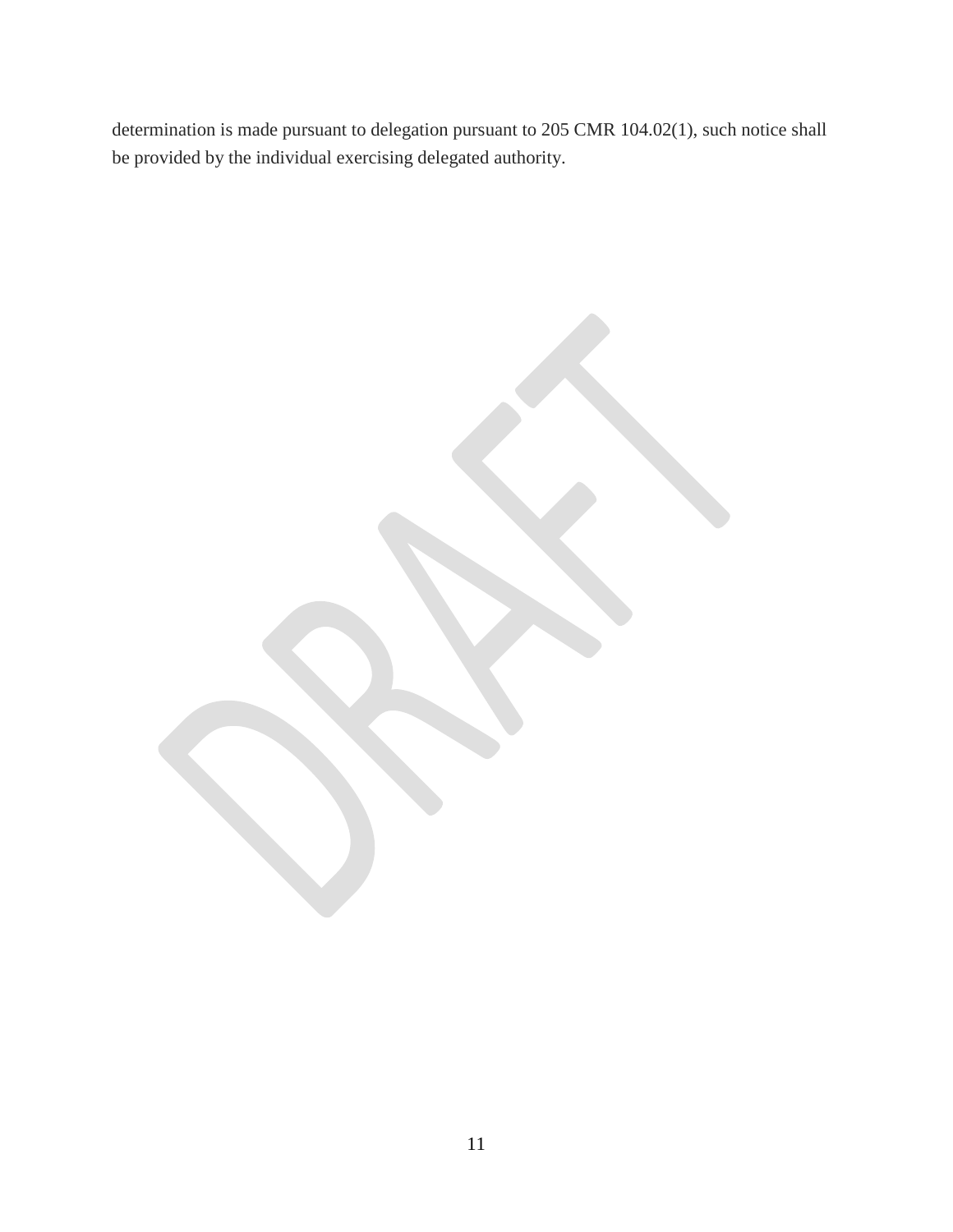determination is made pursuant to delegation pursuant to 205 CMR 104.02(1), such notice shall be provided by the individual exercising delegated authority.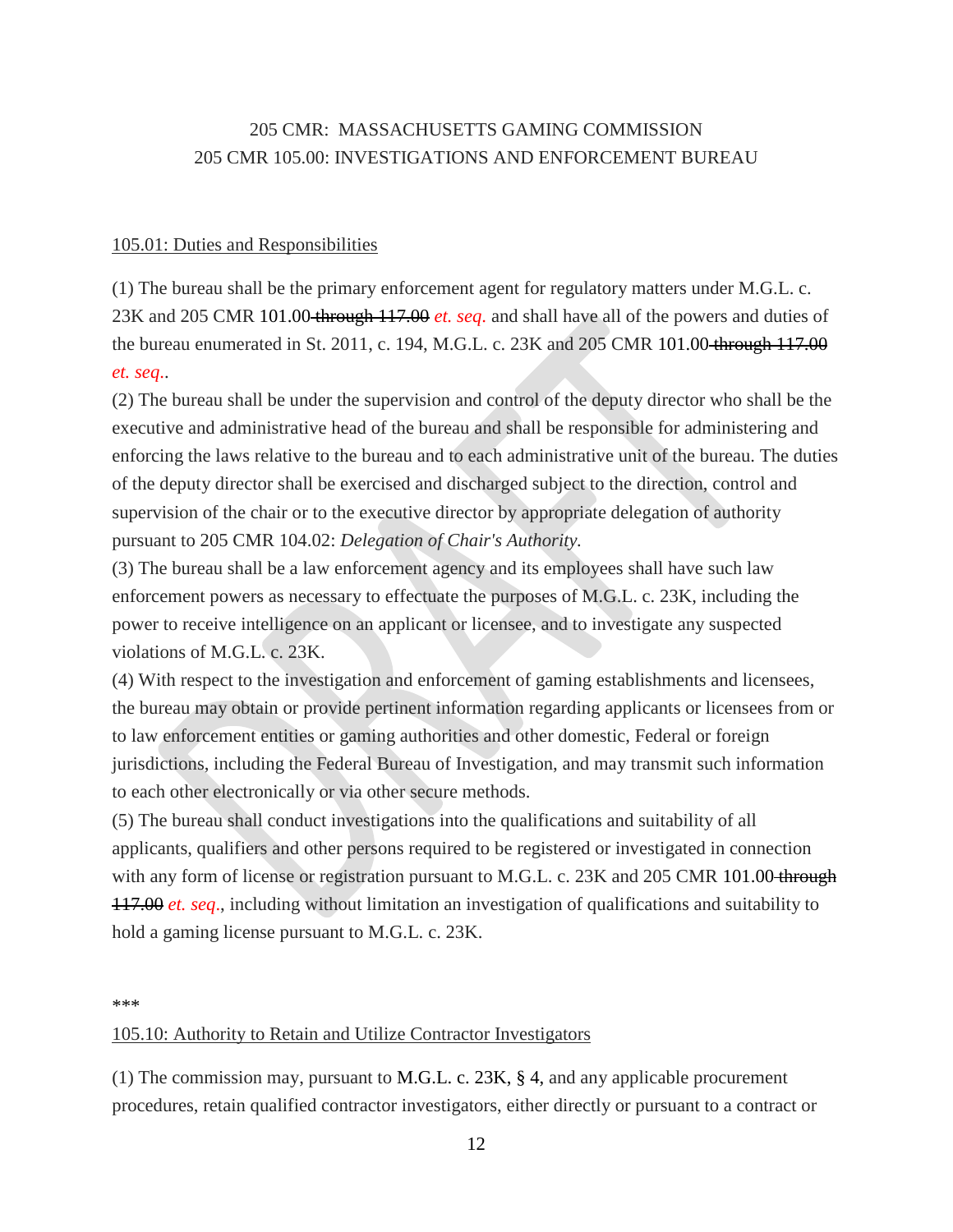205 CMR: MASSACHUSETTS GAMING COMMISSION
205 CMR 105.00: INVESTIGATIONS AND ENFORCEMENT BUREAU

105.01: Duties and Responsibilities

(1) The bureau shall be the primary enforcement agent for regulatory matters under M.G.L. c. 23K and 205 CMR 101.00 ~~through 117.00~~ *et. seq.* and shall have all of the powers and duties of the bureau enumerated in St. 2011, c. 194, M.G.L. c. 23K and 205 CMR 101.00 ~~through 117.00~~ *et. seq.*.

(2) The bureau shall be under the supervision and control of the deputy director who shall be the executive and administrative head of the bureau and shall be responsible for administering and enforcing the laws relative to the bureau and to each administrative unit of the bureau. The duties of the deputy director shall be exercised and discharged subject to the direction, control and supervision of the chair or to the executive director by appropriate delegation of authority pursuant to 205 CMR 104.02: *Delegation of Chair's Authority.*

(3) The bureau shall be a law enforcement agency and its employees shall have such law enforcement powers as necessary to effectuate the purposes of M.G.L. c. 23K, including the power to receive intelligence on an applicant or licensee, and to investigate any suspected violations of M.G.L. c. 23K.

(4) With respect to the investigation and enforcement of gaming establishments and licensees, the bureau may obtain or provide pertinent information regarding applicants or licensees from or to law enforcement entities or gaming authorities and other domestic, Federal or foreign jurisdictions, including the Federal Bureau of Investigation, and may transmit such information to each other electronically or via other secure methods.

(5) The bureau shall conduct investigations into the qualifications and suitability of all applicants, qualifiers and other persons required to be registered or investigated in connection with any form of license or registration pursuant to M.G.L. c. 23K and 205 CMR 101.00 ~~through 117.00~~ *et. seq*., including without limitation an investigation of qualifications and suitability to hold a gaming license pursuant to M.G.L. c. 23K.

\*\*\*

105.10: Authority to Retain and Utilize Contractor Investigators

(1) The commission may, pursuant to M.G.L. c. 23K, § 4, and any applicable procurement procedures, retain qualified contractor investigators, either directly or pursuant to a contract or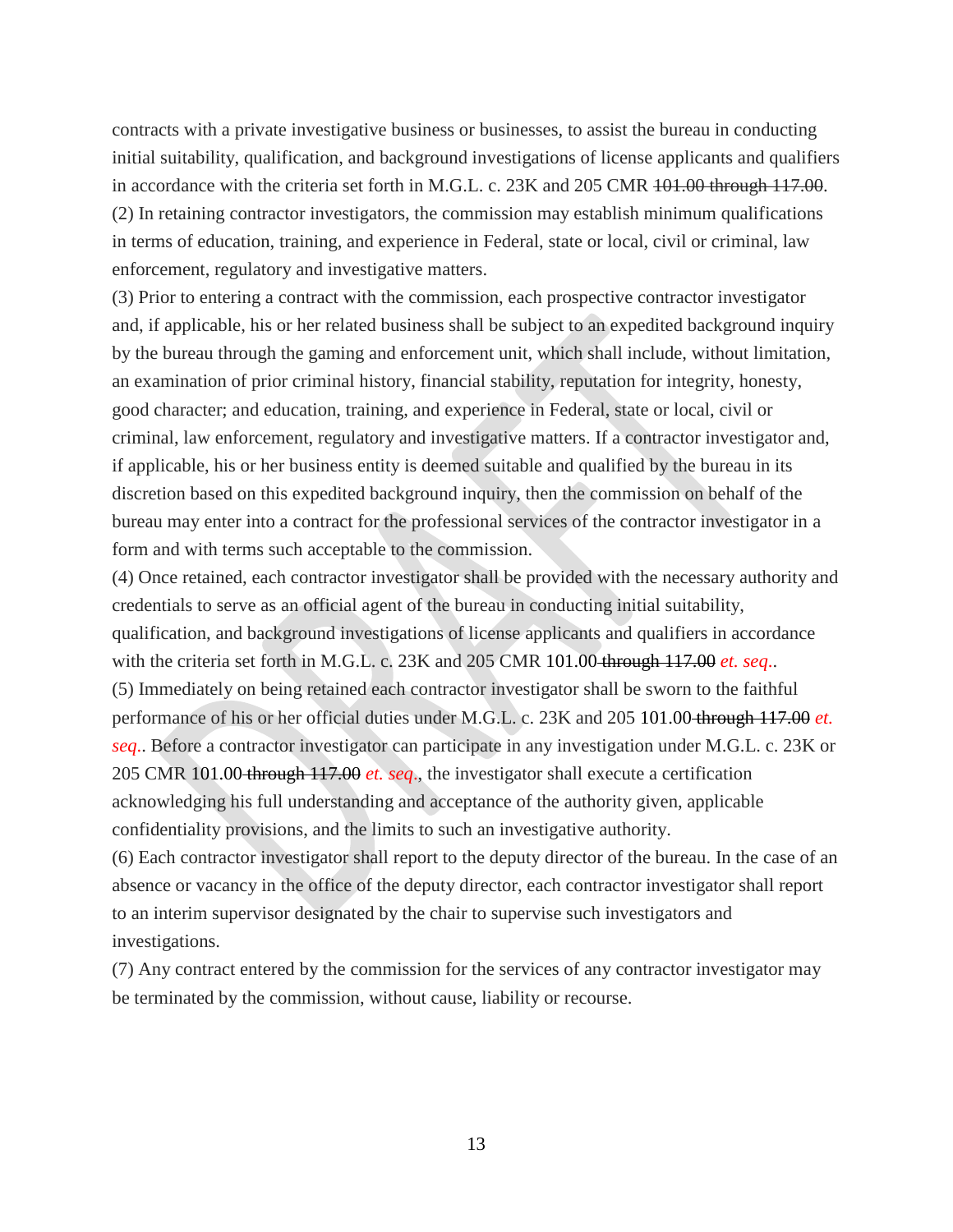contracts with a private investigative business or businesses, to assist the bureau in conducting initial suitability, qualification, and background investigations of license applicants and qualifiers in accordance with the criteria set forth in M.G.L. c. 23K and 205 CMR ~~101.00 through 117.00~~.

(2) In retaining contractor investigators, the commission may establish minimum qualifications in terms of education, training, and experience in Federal, state or local, civil or criminal, law enforcement, regulatory and investigative matters.

(3) Prior to entering a contract with the commission, each prospective contractor investigator and, if applicable, his or her related business shall be subject to an expedited background inquiry by the bureau through the gaming and enforcement unit, which shall include, without limitation, an examination of prior criminal history, financial stability, reputation for integrity, honesty, good character; and education, training, and experience in Federal, state or local, civil or criminal, law enforcement, regulatory and investigative matters. If a contractor investigator and, if applicable, his or her business entity is deemed suitable and qualified by the bureau in its discretion based on this expedited background inquiry, then the commission on behalf of the bureau may enter into a contract for the professional services of the contractor investigator in a form and with terms such acceptable to the commission.

(4) Once retained, each contractor investigator shall be provided with the necessary authority and credentials to serve as an official agent of the bureau in conducting initial suitability, qualification, and background investigations of license applicants and qualifiers in accordance with the criteria set forth in M.G.L. c. 23K and 205 CMR 101.00 ~~through 117.00~~ *et. seq.*.

(5) Immediately on being retained each contractor investigator shall be sworn to the faithful performance of his or her official duties under M.G.L. c. 23K and 205 101.00 ~~through 117.00~~ *et. seq.*. Before a contractor investigator can participate in any investigation under M.G.L. c. 23K or 205 CMR 101.00 ~~through 117.00~~ *et. seq.*, the investigator shall execute a certification acknowledging his full understanding and acceptance of the authority given, applicable confidentiality provisions, and the limits to such an investigative authority.

(6) Each contractor investigator shall report to the deputy director of the bureau. In the case of an absence or vacancy in the office of the deputy director, each contractor investigator shall report to an interim supervisor designated by the chair to supervise such investigators and investigations.

(7) Any contract entered by the commission for the services of any contractor investigator may be terminated by the commission, without cause, liability or recourse.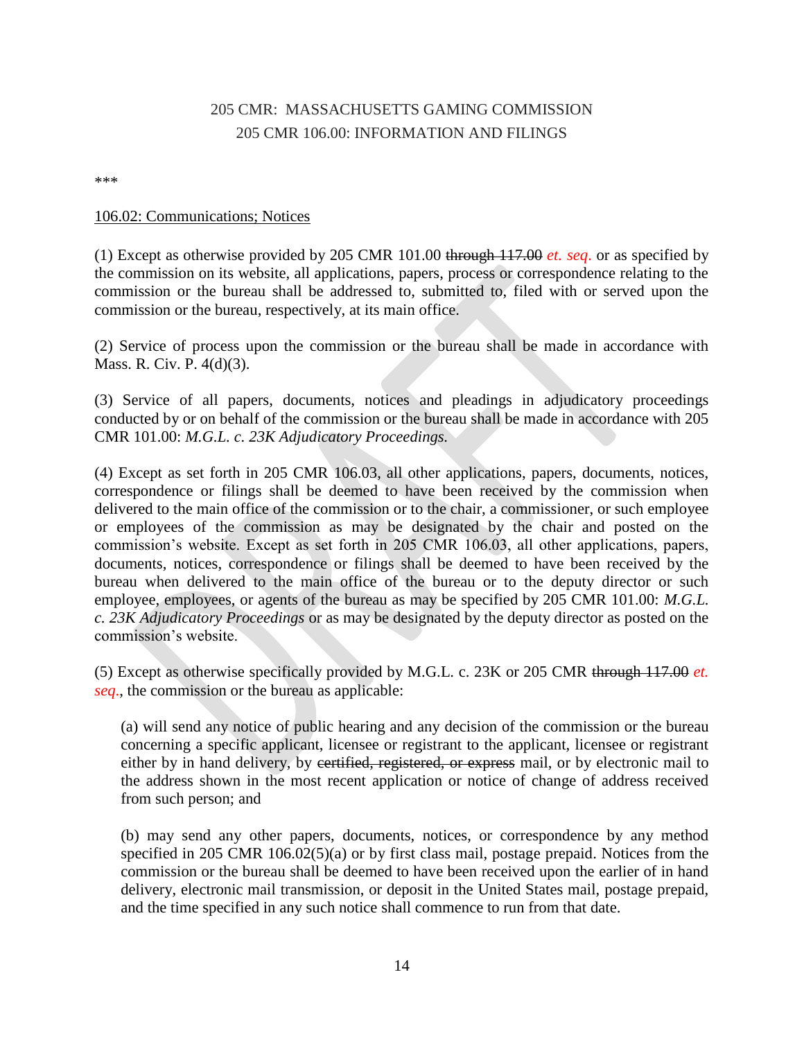205 CMR: MASSACHUSETTS GAMING COMMISSION
205 CMR 106.00: INFORMATION AND FILINGS

\*\*\*

106.02: Communications; Notices

(1) Except as otherwise provided by 205 CMR 101.00 ~~through 117.00~~ *et. seq.* or as specified by the commission on its website, all applications, papers, process or correspondence relating to the commission or the bureau shall be addressed to, submitted to, filed with or served upon the commission or the bureau, respectively, at its main office.

(2) Service of process upon the commission or the bureau shall be made in accordance with Mass. R. Civ. P. 4(d)(3).

(3) Service of all papers, documents, notices and pleadings in adjudicatory proceedings conducted by or on behalf of the commission or the bureau shall be made in accordance with 205 CMR 101.00: *M.G.L. c. 23K Adjudicatory Proceedings.*

(4) Except as set forth in 205 CMR 106.03, all other applications, papers, documents, notices, correspondence or filings shall be deemed to have been received by the commission when delivered to the main office of the commission or to the chair, a commissioner, or such employee or employees of the commission as may be designated by the chair and posted on the commission's website. Except as set forth in 205 CMR 106.03, all other applications, papers, documents, notices, correspondence or filings shall be deemed to have been received by the bureau when delivered to the main office of the bureau or to the deputy director or such employee, employees, or agents of the bureau as may be specified by 205 CMR 101.00: *M.G.L. c. 23K Adjudicatory Proceedings* or as may be designated by the deputy director as posted on the commission's website.

(5) Except as otherwise specifically provided by M.G.L. c. 23K or 205 CMR ~~through 117.00~~ *et. seq.*, the commission or the bureau as applicable:

(a) will send any notice of public hearing and any decision of the commission or the bureau concerning a specific applicant, licensee or registrant to the applicant, licensee or registrant either by in hand delivery, by ~~certified, registered, or express~~ mail, or by electronic mail to the address shown in the most recent application or notice of change of address received from such person; and

(b) may send any other papers, documents, notices, or correspondence by any method specified in 205 CMR 106.02(5)(a) or by first class mail, postage prepaid. Notices from the commission or the bureau shall be deemed to have been received upon the earlier of in hand delivery, electronic mail transmission, or deposit in the United States mail, postage prepaid, and the time specified in any such notice shall commence to run from that date.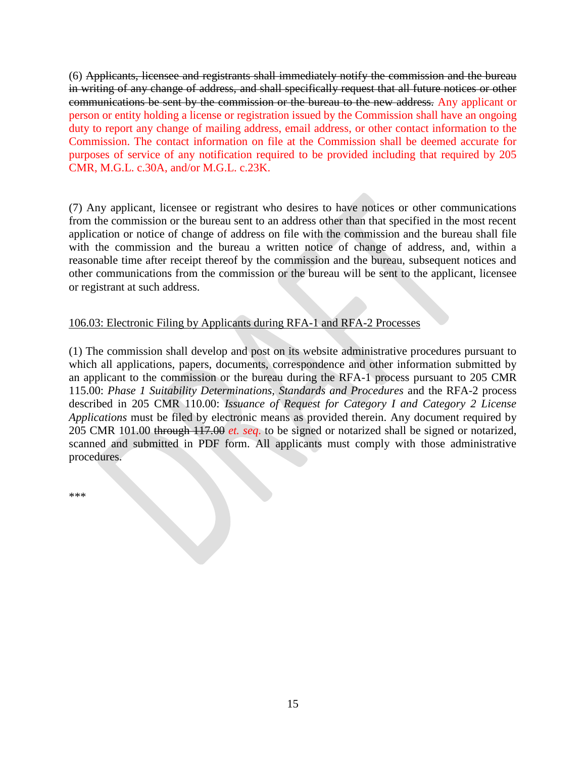(6) ~~Applicants, licensee and registrants shall immediately notify the commission and the bureau in writing of any change of address, and shall specifically request that all future notices or other communications be sent by the commission or the bureau to the new address.~~ Any applicant or person or entity holding a license or registration issued by the Commission shall have an ongoing duty to report any change of mailing address, email address, or other contact information to the Commission. The contact information on file at the Commission shall be deemed accurate for purposes of service of any notification required to be provided including that required by 205 CMR, M.G.L. c.30A, and/or M.G.L. c.23K.

(7) Any applicant, licensee or registrant who desires to have notices or other communications from the commission or the bureau sent to an address other than that specified in the most recent application or notice of change of address on file with the commission and the bureau shall file with the commission and the bureau a written notice of change of address, and, within a reasonable time after receipt thereof by the commission and the bureau, subsequent notices and other communications from the commission or the bureau will be sent to the applicant, licensee or registrant at such address.

<u>106.03: Electronic Filing by Applicants during RFA-1 and RFA-2 Processes</u>

(1) The commission shall develop and post on its website administrative procedures pursuant to which all applications, papers, documents, correspondence and other information submitted by an applicant to the commission or the bureau during the RFA-1 process pursuant to 205 CMR 115.00: *Phase 1 Suitability Determinations, Standards and Procedures* and the RFA-2 process described in 205 CMR 110.00: *Issuance of Request for Category I and Category 2 License Applications* must be filed by electronic means as provided therein. Any document required by 205 CMR 101.00 ~~through 117.00~~ *et. seq.* to be signed or notarized shall be signed or notarized, scanned and submitted in PDF form. All applicants must comply with those administrative procedures.

***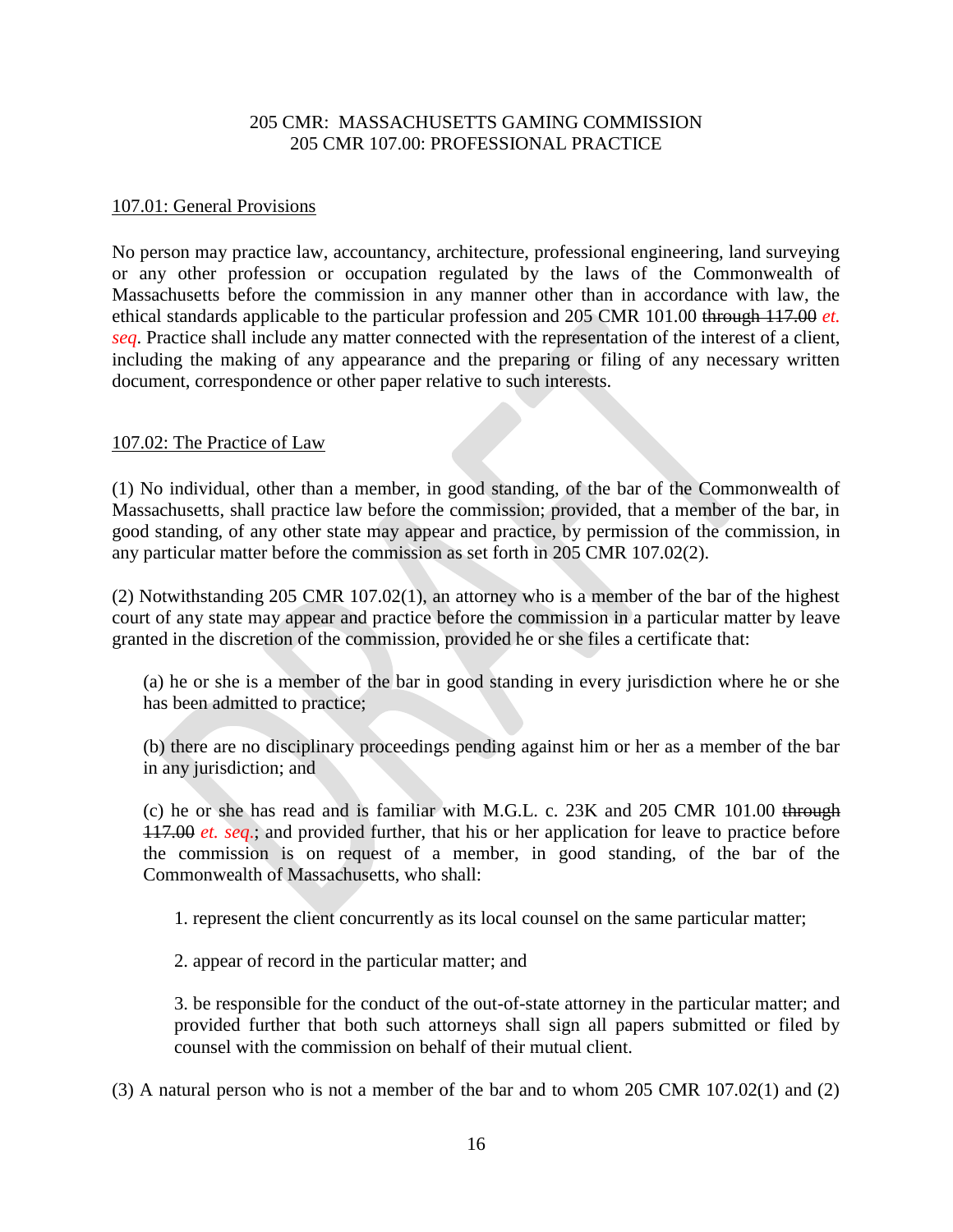205 CMR: MASSACHUSETTS GAMING COMMISSION
205 CMR 107.00: PROFESSIONAL PRACTICE

107.01: General Provisions

No person may practice law, accountancy, architecture, professional engineering, land surveying or any other profession or occupation regulated by the laws of the Commonwealth of Massachusetts before the commission in any manner other than in accordance with law, the ethical standards applicable to the particular profession and 205 CMR 101.00 ~~through 117.00~~ *et. seq*. Practice shall include any matter connected with the representation of the interest of a client, including the making of any appearance and the preparing or filing of any necessary written document, correspondence or other paper relative to such interests.

107.02: The Practice of Law

(1) No individual, other than a member, in good standing, of the bar of the Commonwealth of Massachusetts, shall practice law before the commission; provided, that a member of the bar, in good standing, of any other state may appear and practice, by permission of the commission, in any particular matter before the commission as set forth in 205 CMR 107.02(2).

(2) Notwithstanding 205 CMR 107.02(1), an attorney who is a member of the bar of the highest court of any state may appear and practice before the commission in a particular matter by leave granted in the discretion of the commission, provided he or she files a certificate that:

(a) he or she is a member of the bar in good standing in every jurisdiction where he or she has been admitted to practice;

(b) there are no disciplinary proceedings pending against him or her as a member of the bar in any jurisdiction; and

(c) he or she has read and is familiar with M.G.L. c. 23K and 205 CMR 101.00 ~~through 117.00~~ *et. seq.*; and provided further, that his or her application for leave to practice before the commission is on request of a member, in good standing, of the bar of the Commonwealth of Massachusetts, who shall:

1. represent the client concurrently as its local counsel on the same particular matter;

2. appear of record in the particular matter; and

3. be responsible for the conduct of the out-of-state attorney in the particular matter; and provided further that both such attorneys shall sign all papers submitted or filed by counsel with the commission on behalf of their mutual client.

(3) A natural person who is not a member of the bar and to whom 205 CMR 107.02(1) and (2)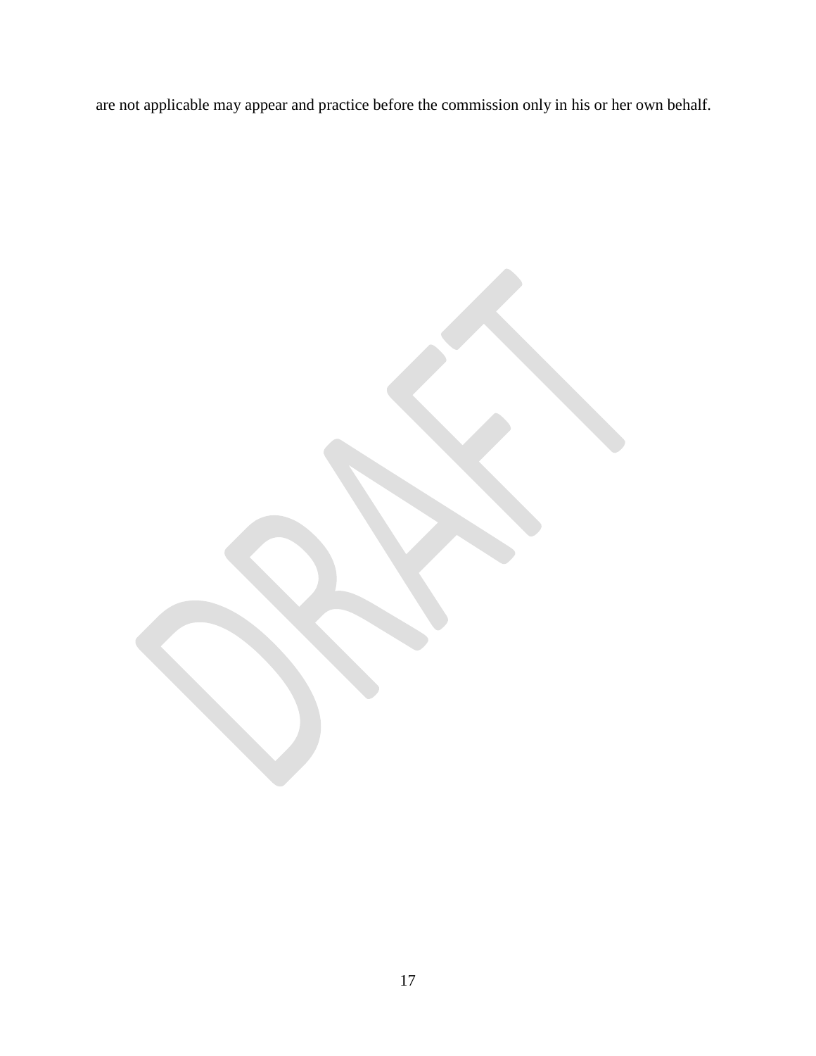are not applicable may appear and practice before the commission only in his or her own behalf.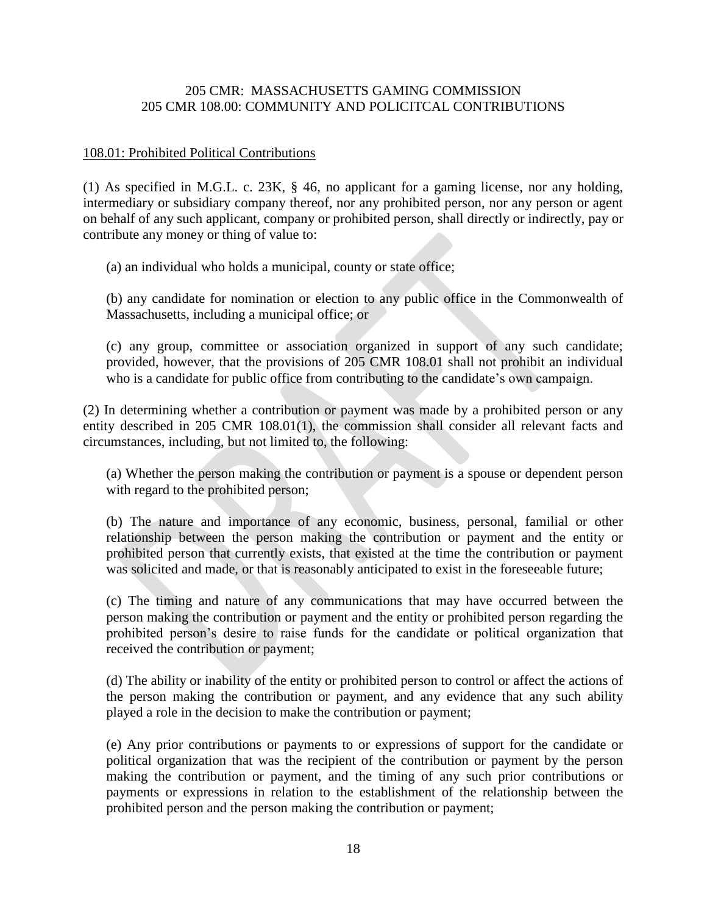205 CMR: MASSACHUSETTS GAMING COMMISSION
205 CMR 108.00: COMMUNITY AND POLICITCAL CONTRIBUTIONS

108.01: Prohibited Political Contributions

(1) As specified in M.G.L. c. 23K, § 46, no applicant for a gaming license, nor any holding, intermediary or subsidiary company thereof, nor any prohibited person, nor any person or agent on behalf of any such applicant, company or prohibited person, shall directly or indirectly, pay or contribute any money or thing of value to:

(a) an individual who holds a municipal, county or state office;

(b) any candidate for nomination or election to any public office in the Commonwealth of Massachusetts, including a municipal office; or

(c) any group, committee or association organized in support of any such candidate; provided, however, that the provisions of 205 CMR 108.01 shall not prohibit an individual who is a candidate for public office from contributing to the candidate's own campaign.

(2) In determining whether a contribution or payment was made by a prohibited person or any entity described in 205 CMR 108.01(1), the commission shall consider all relevant facts and circumstances, including, but not limited to, the following:

(a) Whether the person making the contribution or payment is a spouse or dependent person with regard to the prohibited person;

(b) The nature and importance of any economic, business, personal, familial or other relationship between the person making the contribution or payment and the entity or prohibited person that currently exists, that existed at the time the contribution or payment was solicited and made, or that is reasonably anticipated to exist in the foreseeable future;

(c) The timing and nature of any communications that may have occurred between the person making the contribution or payment and the entity or prohibited person regarding the prohibited person's desire to raise funds for the candidate or political organization that received the contribution or payment;

(d) The ability or inability of the entity or prohibited person to control or affect the actions of the person making the contribution or payment, and any evidence that any such ability played a role in the decision to make the contribution or payment;

(e) Any prior contributions or payments to or expressions of support for the candidate or political organization that was the recipient of the contribution or payment by the person making the contribution or payment, and the timing of any such prior contributions or payments or expressions in relation to the establishment of the relationship between the prohibited person and the person making the contribution or payment;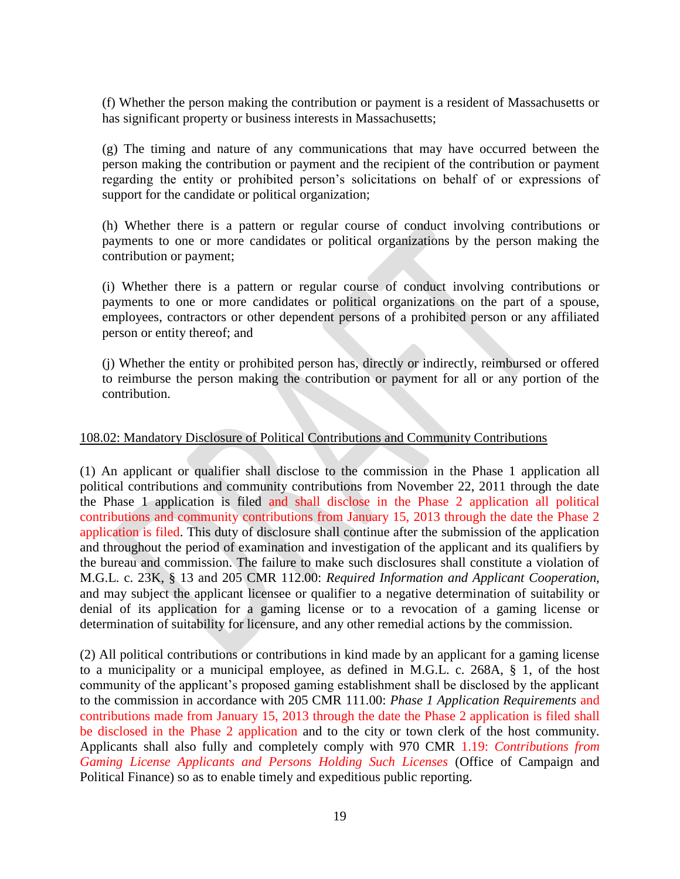(f) Whether the person making the contribution or payment is a resident of Massachusetts or has significant property or business interests in Massachusetts;

(g) The timing and nature of any communications that may have occurred between the person making the contribution or payment and the recipient of the contribution or payment regarding the entity or prohibited person's solicitations on behalf of or expressions of support for the candidate or political organization;

(h) Whether there is a pattern or regular course of conduct involving contributions or payments to one or more candidates or political organizations by the person making the contribution or payment;

(i) Whether there is a pattern or regular course of conduct involving contributions or payments to one or more candidates or political organizations on the part of a spouse, employees, contractors or other dependent persons of a prohibited person or any affiliated person or entity thereof; and

(j) Whether the entity or prohibited person has, directly or indirectly, reimbursed or offered to reimburse the person making the contribution or payment for all or any portion of the contribution.

108.02: Mandatory Disclosure of Political Contributions and Community Contributions

(1) An applicant or qualifier shall disclose to the commission in the Phase 1 application all political contributions and community contributions from November 22, 2011 through the date the Phase 1 application is filed and shall disclose in the Phase 2 application all political contributions and community contributions from January 15, 2013 through the date the Phase 2 application is filed. This duty of disclosure shall continue after the submission of the application and throughout the period of examination and investigation of the applicant and its qualifiers by the bureau and commission. The failure to make such disclosures shall constitute a violation of M.G.L. c. 23K, § 13 and 205 CMR 112.00: *Required Information and Applicant Cooperation*, and may subject the applicant licensee or qualifier to a negative determination of suitability or denial of its application for a gaming license or to a revocation of a gaming license or determination of suitability for licensure, and any other remedial actions by the commission.

(2) All political contributions or contributions in kind made by an applicant for a gaming license to a municipality or a municipal employee, as defined in M.G.L. c. 268A, § 1, of the host community of the applicant's proposed gaming establishment shall be disclosed by the applicant to the commission in accordance with 205 CMR 111.00: *Phase 1 Application Requirements* and contributions made from January 15, 2013 through the date the Phase 2 application is filed shall be disclosed in the Phase 2 application and to the city or town clerk of the host community. Applicants shall also fully and completely comply with 970 CMR 1.19: *Contributions from Gaming License Applicants and Persons Holding Such Licenses* (Office of Campaign and Political Finance) so as to enable timely and expeditious public reporting.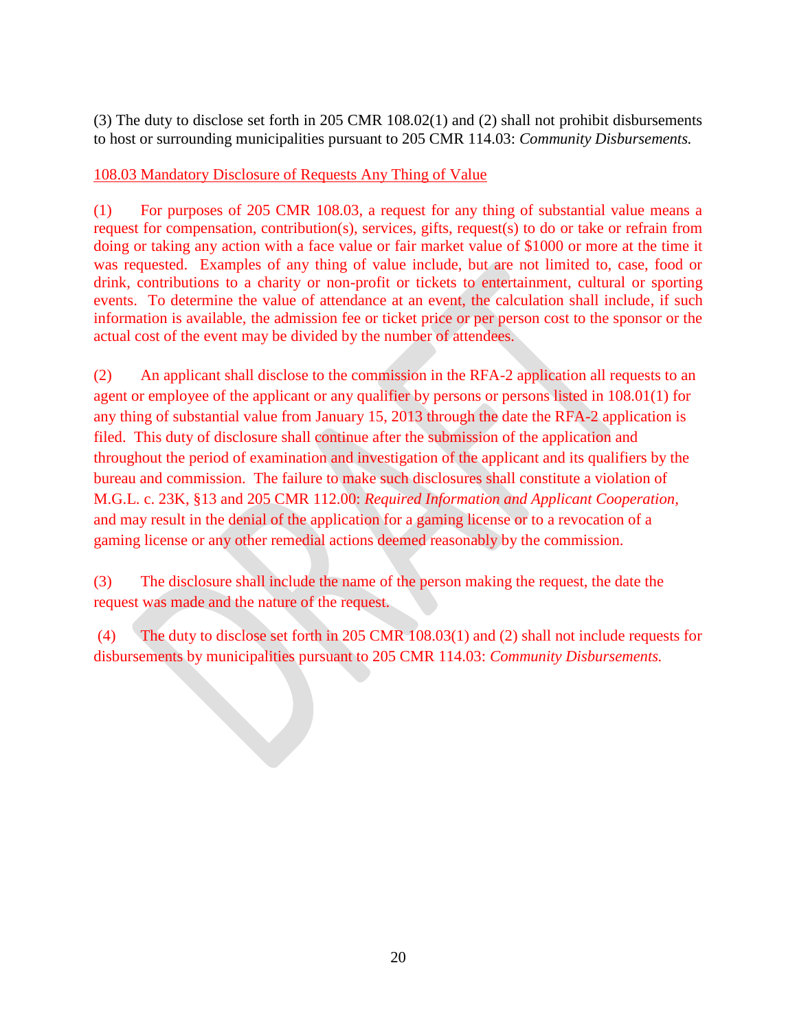(3) The duty to disclose set forth in 205 CMR 108.02(1) and (2) shall not prohibit disbursements to host or surrounding municipalities pursuant to 205 CMR 114.03: *Community Disbursements.*

<u>108.03 Mandatory Disclosure of Requests Any Thing of Value</u>

(1) For purposes of 205 CMR 108.03, a request for any thing of substantial value means a request for compensation, contribution(s), services, gifts, request(s) to do or take or refrain from doing or taking any action with a face value or fair market value of $1000 or more at the time it was requested. Examples of any thing of value include, but are not limited to, case, food or drink, contributions to a charity or non-profit or tickets to entertainment, cultural or sporting events. To determine the value of attendance at an event, the calculation shall include, if such information is available, the admission fee or ticket price or per person cost to the sponsor or the actual cost of the event may be divided by the number of attendees.

(2) An applicant shall disclose to the commission in the RFA-2 application all requests to an agent or employee of the applicant or any qualifier by persons or persons listed in 108.01(1) for any thing of substantial value from January 15, 2013 through the date the RFA-2 application is filed. This duty of disclosure shall continue after the submission of the application and throughout the period of examination and investigation of the applicant and its qualifiers by the bureau and commission. The failure to make such disclosures shall constitute a violation of M.G.L. c. 23K, §13 and 205 CMR 112.00: *Required Information and Applicant Cooperation,* and may result in the denial of the application for a gaming license or to a revocation of a gaming license or any other remedial actions deemed reasonably by the commission.

(3) The disclosure shall include the name of the person making the request, the date the request was made and the nature of the request.

(4) The duty to disclose set forth in 205 CMR 108.03(1) and (2) shall not include requests for disbursements by municipalities pursuant to 205 CMR 114.03: *Community Disbursements.*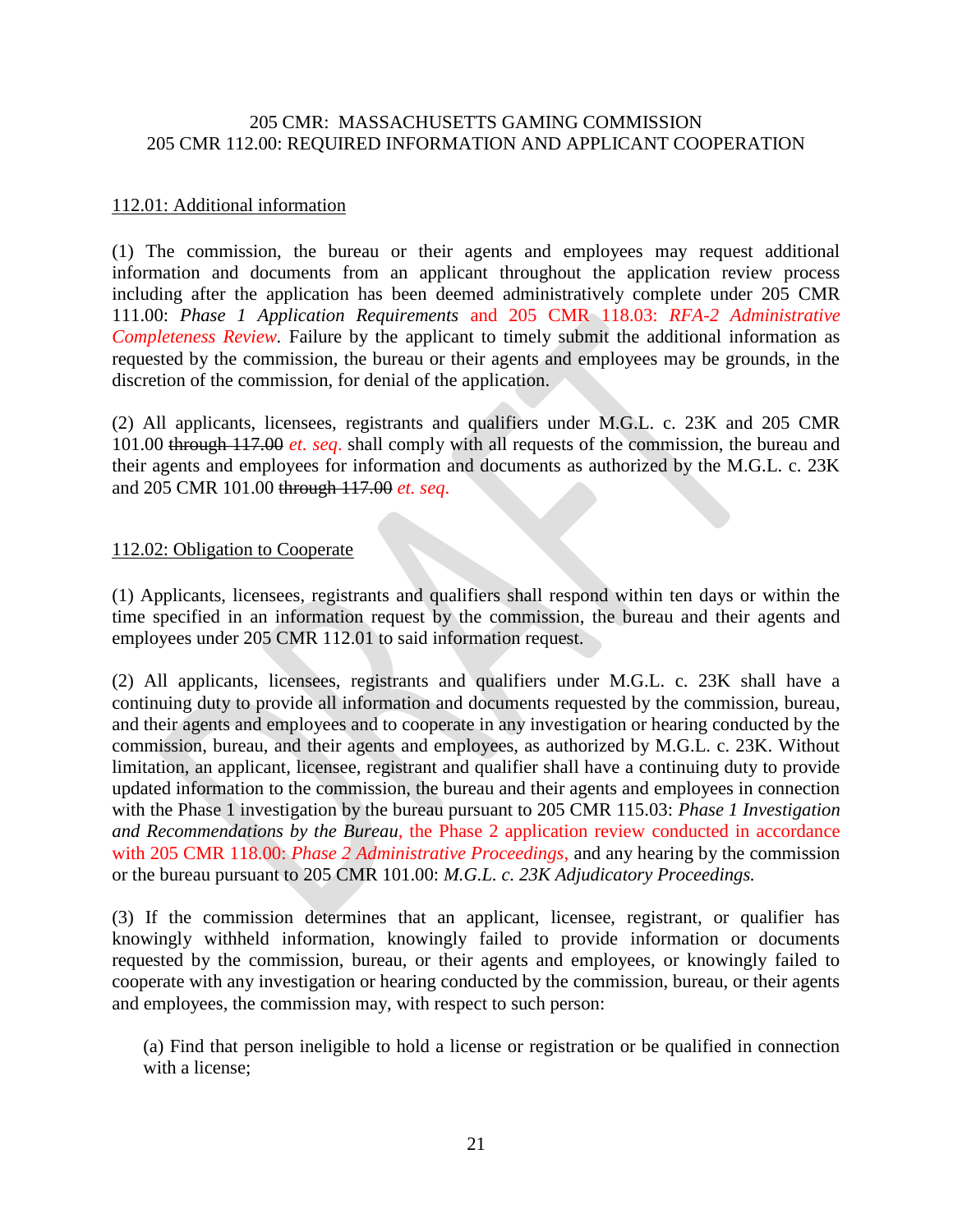205 CMR: MASSACHUSETTS GAMING COMMISSION
205 CMR 112.00: REQUIRED INFORMATION AND APPLICANT COOPERATION

112.01: Additional information

(1) The commission, the bureau or their agents and employees may request additional information and documents from an applicant throughout the application review process including after the application has been deemed administratively complete under 205 CMR 111.00: *Phase 1 Application Requirements* and 205 CMR 118.03: *RFA-2 Administrative Completeness Review*. Failure by the applicant to timely submit the additional information as requested by the commission, the bureau or their agents and employees may be grounds, in the discretion of the commission, for denial of the application.

(2) All applicants, licensees, registrants and qualifiers under M.G.L. c. 23K and 205 CMR 101.00 ~~through 117.00~~ *et. seq.* shall comply with all requests of the commission, the bureau and their agents and employees for information and documents as authorized by the M.G.L. c. 23K and 205 CMR 101.00 ~~through 117.00~~ *et. seq.*

112.02: Obligation to Cooperate

(1) Applicants, licensees, registrants and qualifiers shall respond within ten days or within the time specified in an information request by the commission, the bureau and their agents and employees under 205 CMR 112.01 to said information request.

(2) All applicants, licensees, registrants and qualifiers under M.G.L. c. 23K shall have a continuing duty to provide all information and documents requested by the commission, bureau, and their agents and employees and to cooperate in any investigation or hearing conducted by the commission, bureau, and their agents and employees, as authorized by M.G.L. c. 23K. Without limitation, an applicant, licensee, registrant and qualifier shall have a continuing duty to provide updated information to the commission, the bureau and their agents and employees in connection with the Phase 1 investigation by the bureau pursuant to 205 CMR 115.03: *Phase 1 Investigation and Recommendations by the Bureau*, the Phase 2 application review conducted in accordance with 205 CMR 118.00: *Phase 2 Administrative Proceedings*, and any hearing by the commission or the bureau pursuant to 205 CMR 101.00: *M.G.L. c. 23K Adjudicatory Proceedings.*

(3) If the commission determines that an applicant, licensee, registrant, or qualifier has knowingly withheld information, knowingly failed to provide information or documents requested by the commission, bureau, or their agents and employees, or knowingly failed to cooperate with any investigation or hearing conducted by the commission, bureau, or their agents and employees, the commission may, with respect to such person:

(a) Find that person ineligible to hold a license or registration or be qualified in connection with a license;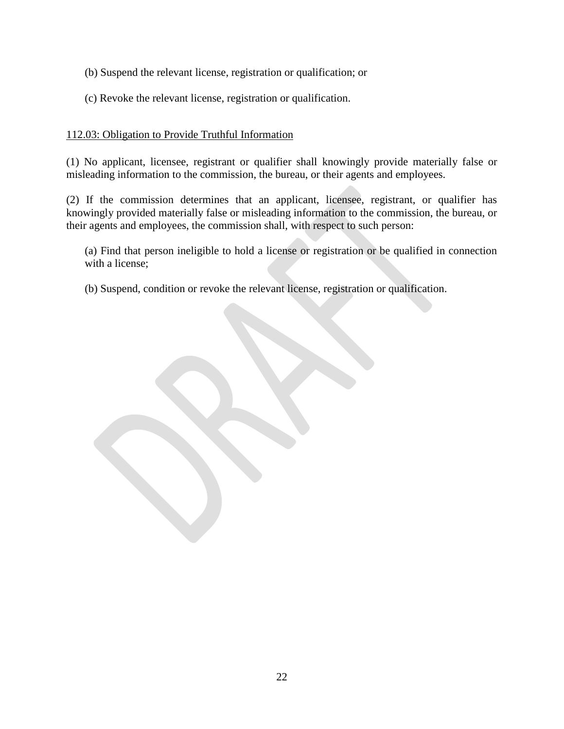(b) Suspend the relevant license, registration or qualification; or

(c) Revoke the relevant license, registration or qualification.

112.03: Obligation to Provide Truthful Information

(1) No applicant, licensee, registrant or qualifier shall knowingly provide materially false or misleading information to the commission, the bureau, or their agents and employees.

(2) If the commission determines that an applicant, licensee, registrant, or qualifier has knowingly provided materially false or misleading information to the commission, the bureau, or their agents and employees, the commission shall, with respect to such person:

(a) Find that person ineligible to hold a license or registration or be qualified in connection with a license;

(b) Suspend, condition or revoke the relevant license, registration or qualification.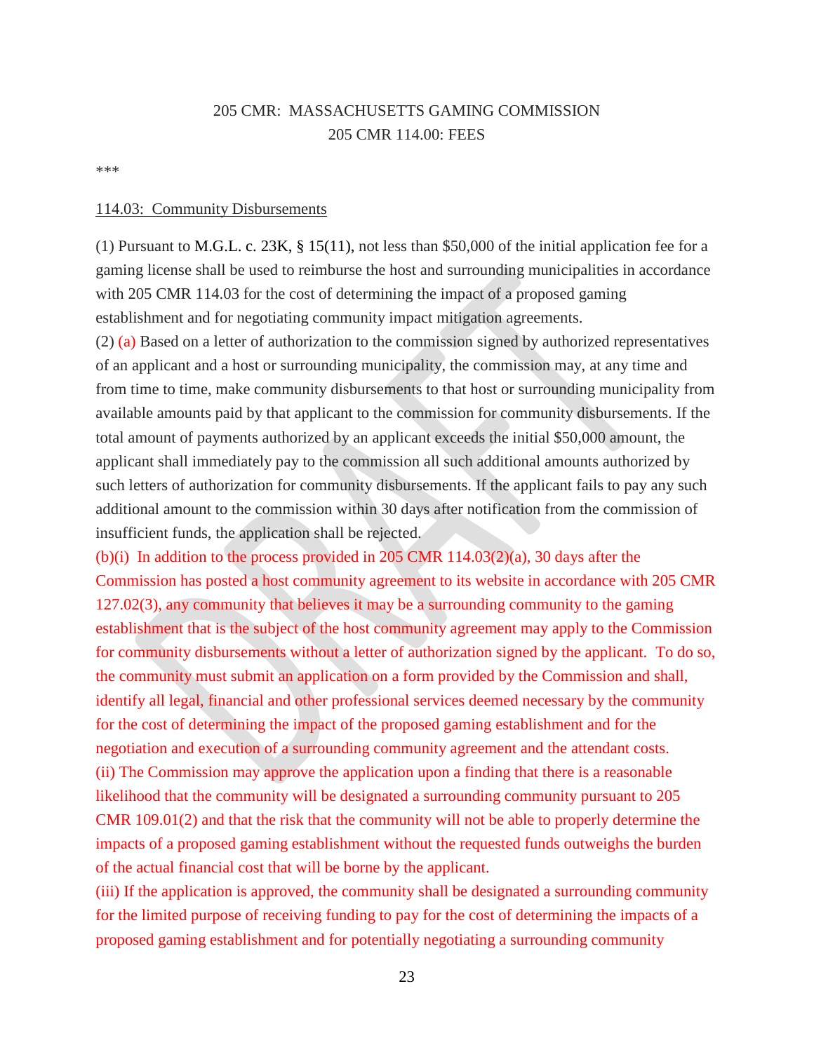205 CMR: MASSACHUSETTS GAMING COMMISSION

205 CMR 114.00: FEES

***

114.03: Community Disbursements

(1) Pursuant to M.G.L. c. 23K, § 15(11), not less than $50,000 of the initial application fee for a gaming license shall be used to reimburse the host and surrounding municipalities in accordance with 205 CMR 114.03 for the cost of determining the impact of a proposed gaming establishment and for negotiating community impact mitigation agreements.

(2) (a) Based on a letter of authorization to the commission signed by authorized representatives of an applicant and a host or surrounding municipality, the commission may, at any time and from time to time, make community disbursements to that host or surrounding municipality from available amounts paid by that applicant to the commission for community disbursements. If the total amount of payments authorized by an applicant exceeds the initial $50,000 amount, the applicant shall immediately pay to the commission all such additional amounts authorized by such letters of authorization for community disbursements. If the applicant fails to pay any such additional amount to the commission within 30 days after notification from the commission of insufficient funds, the application shall be rejected.

(b)(i) In addition to the process provided in 205 CMR 114.03(2)(a), 30 days after the Commission has posted a host community agreement to its website in accordance with 205 CMR 127.02(3), any community that believes it may be a surrounding community to the gaming establishment that is the subject of the host community agreement may apply to the Commission for community disbursements without a letter of authorization signed by the applicant. To do so, the community must submit an application on a form provided by the Commission and shall, identify all legal, financial and other professional services deemed necessary by the community for the cost of determining the impact of the proposed gaming establishment and for the negotiation and execution of a surrounding community agreement and the attendant costs.

(ii) The Commission may approve the application upon a finding that there is a reasonable likelihood that the community will be designated a surrounding community pursuant to 205 CMR 109.01(2) and that the risk that the community will not be able to properly determine the impacts of a proposed gaming establishment without the requested funds outweighs the burden of the actual financial cost that will be borne by the applicant.

(iii) If the application is approved, the community shall be designated a surrounding community for the limited purpose of receiving funding to pay for the cost of determining the impacts of a proposed gaming establishment and for potentially negotiating a surrounding community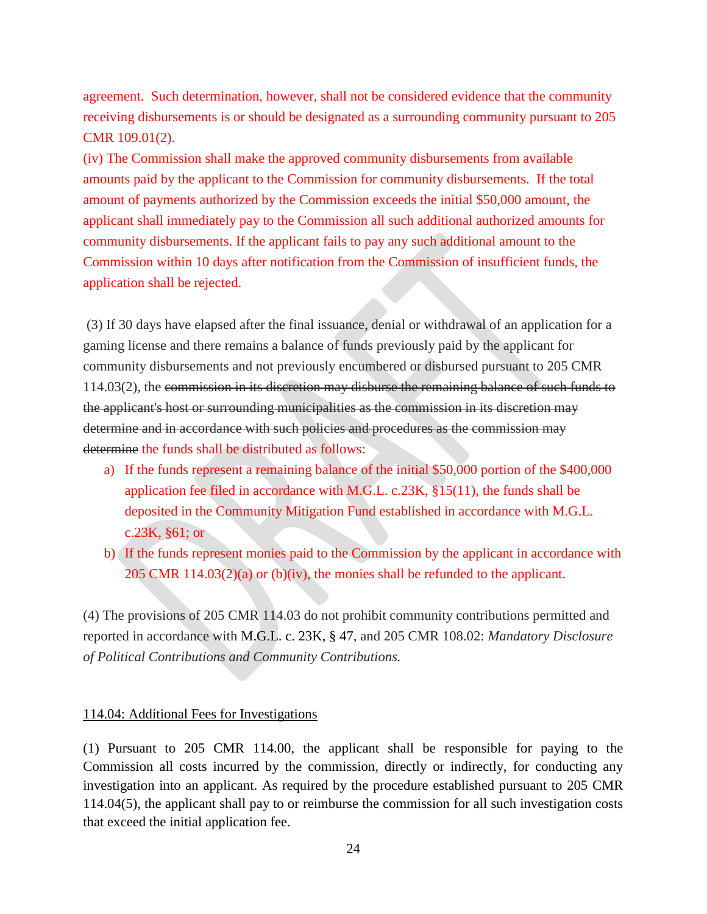agreement. Such determination, however, shall not be considered evidence that the community receiving disbursements is or should be designated as a surrounding community pursuant to 205 CMR 109.01(2).

(iv) The Commission shall make the approved community disbursements from available amounts paid by the applicant to the Commission for community disbursements. If the total amount of payments authorized by the Commission exceeds the initial $50,000 amount, the applicant shall immediately pay to the Commission all such additional authorized amounts for community disbursements. If the applicant fails to pay any such additional amount to the Commission within 10 days after notification from the Commission of insufficient funds, the application shall be rejected.

(3) If 30 days have elapsed after the final issuance, denial or withdrawal of an application for a gaming license and there remains a balance of funds previously paid by the applicant for community disbursements and not previously encumbered or disbursed pursuant to 205 CMR 114.03(2), the ~~commission in its discretion may disburse the remaining balance of such funds to the applicant's host or surrounding municipalities as the commission in its discretion may determine and in accordance with such policies and procedures as the commission may determine~~ the funds shall be distributed as follows:

a) If the funds represent a remaining balance of the initial $50,000 portion of the $400,000 application fee filed in accordance with M.G.L. c.23K, §15(11), the funds shall be deposited in the Community Mitigation Fund established in accordance with M.G.L. c.23K, §61; or
b) If the funds represent monies paid to the Commission by the applicant in accordance with 205 CMR 114.03(2)(a) or (b)(iv), the monies shall be refunded to the applicant.

(4) The provisions of 205 CMR 114.03 do not prohibit community contributions permitted and reported in accordance with M.G.L. c. 23K, § 47, and 205 CMR 108.02: *Mandatory Disclosure of Political Contributions and Community Contributions.*

<u>114.04: Additional Fees for Investigations</u>

(1) Pursuant to 205 CMR 114.00, the applicant shall be responsible for paying to the Commission all costs incurred by the commission, directly or indirectly, for conducting any investigation into an applicant. As required by the procedure established pursuant to 205 CMR 114.04(5), the applicant shall pay to or reimburse the commission for all such investigation costs that exceed the initial application fee.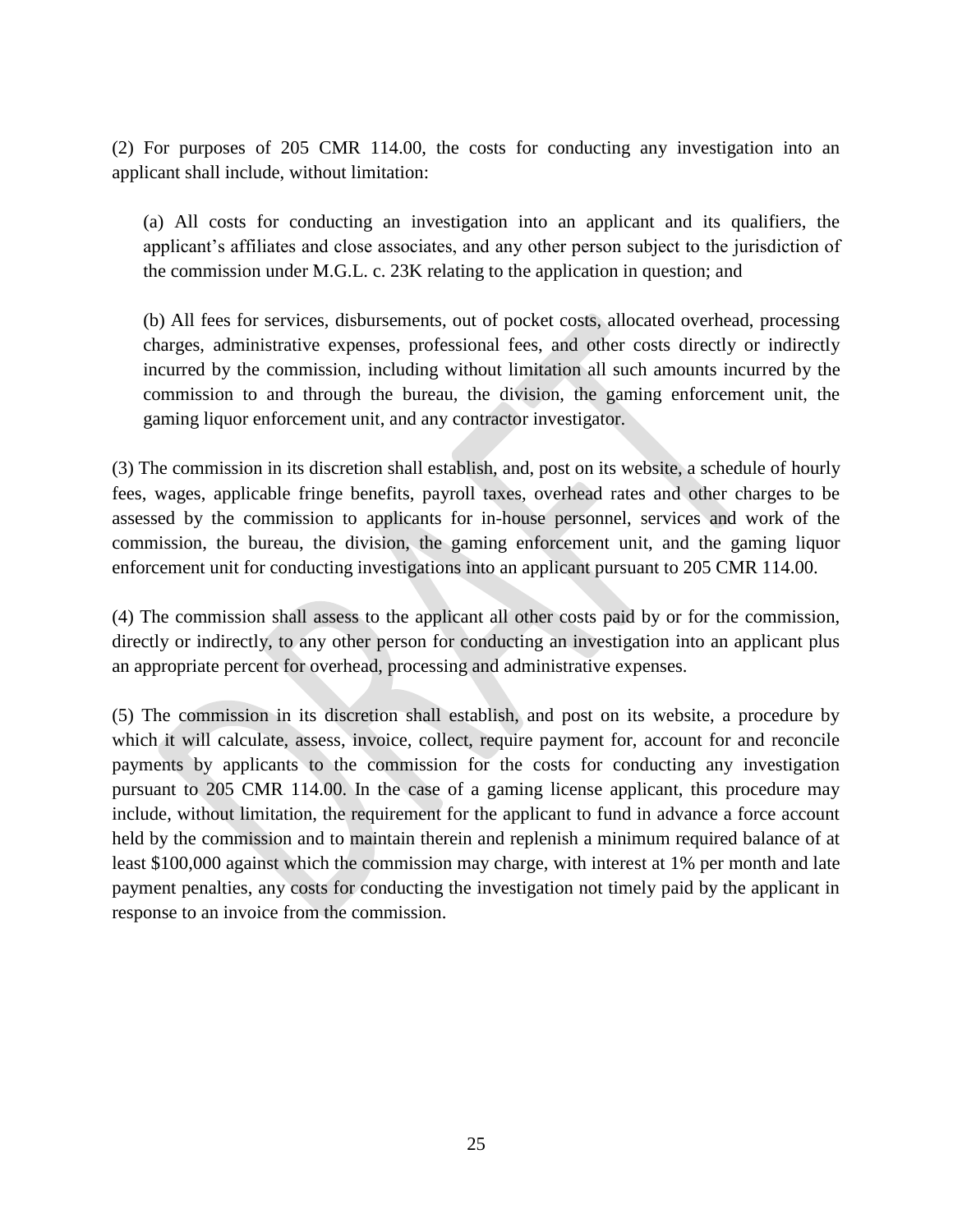(2) For purposes of 205 CMR 114.00, the costs for conducting any investigation into an applicant shall include, without limitation:

(a) All costs for conducting an investigation into an applicant and its qualifiers, the applicant's affiliates and close associates, and any other person subject to the jurisdiction of the commission under M.G.L. c. 23K relating to the application in question; and

(b) All fees for services, disbursements, out of pocket costs, allocated overhead, processing charges, administrative expenses, professional fees, and other costs directly or indirectly incurred by the commission, including without limitation all such amounts incurred by the commission to and through the bureau, the division, the gaming enforcement unit, the gaming liquor enforcement unit, and any contractor investigator.

(3) The commission in its discretion shall establish, and, post on its website, a schedule of hourly fees, wages, applicable fringe benefits, payroll taxes, overhead rates and other charges to be assessed by the commission to applicants for in-house personnel, services and work of the commission, the bureau, the division, the gaming enforcement unit, and the gaming liquor enforcement unit for conducting investigations into an applicant pursuant to 205 CMR 114.00.

(4) The commission shall assess to the applicant all other costs paid by or for the commission, directly or indirectly, to any other person for conducting an investigation into an applicant plus an appropriate percent for overhead, processing and administrative expenses.

(5) The commission in its discretion shall establish, and post on its website, a procedure by which it will calculate, assess, invoice, collect, require payment for, account for and reconcile payments by applicants to the commission for the costs for conducting any investigation pursuant to 205 CMR 114.00. In the case of a gaming license applicant, this procedure may include, without limitation, the requirement for the applicant to fund in advance a force account held by the commission and to maintain therein and replenish a minimum required balance of at least $100,000 against which the commission may charge, with interest at 1% per month and late payment penalties, any costs for conducting the investigation not timely paid by the applicant in response to an invoice from the commission.